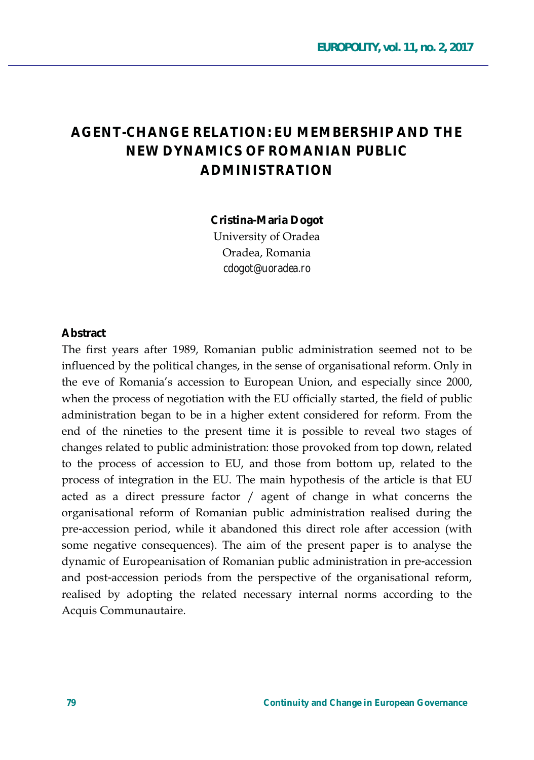# AGENT-CHANGE RELATION: EU MEMBERSHIP AND THE NEW DYNAMICS OF ROMANIAN PUBLIC ADMINISTRATION

**Cristina-Maria Dogot**
University of Oradea
Oradea, Romania
cdogot@uoradea.ro

**Abstract**

The first years after 1989, Romanian public administration seemed not to be influenced by the political changes, in the sense of organisational reform. Only in the eve of Romania's accession to European Union, and especially since 2000, when the process of negotiation with the EU officially started, the field of public administration began to be in a higher extent considered for reform. From the end of the nineties to the present time it is possible to reveal two stages of changes related to public administration: those provoked from top down, related to the process of accession to EU, and those from bottom up, related to the process of integration in the EU. The main hypothesis of the article is that EU acted as a direct pressure factor / agent of change in what concerns the organisational reform of Romanian public administration realised during the pre-accession period, while it abandoned this direct role after accession (with some negative consequences). The aim of the present paper is to analyse the dynamic of Europeanisation of Romanian public administration in pre-accession and post-accession periods from the perspective of the organisational reform, realised by adopting the related necessary internal norms according to the Acquis Communautaire.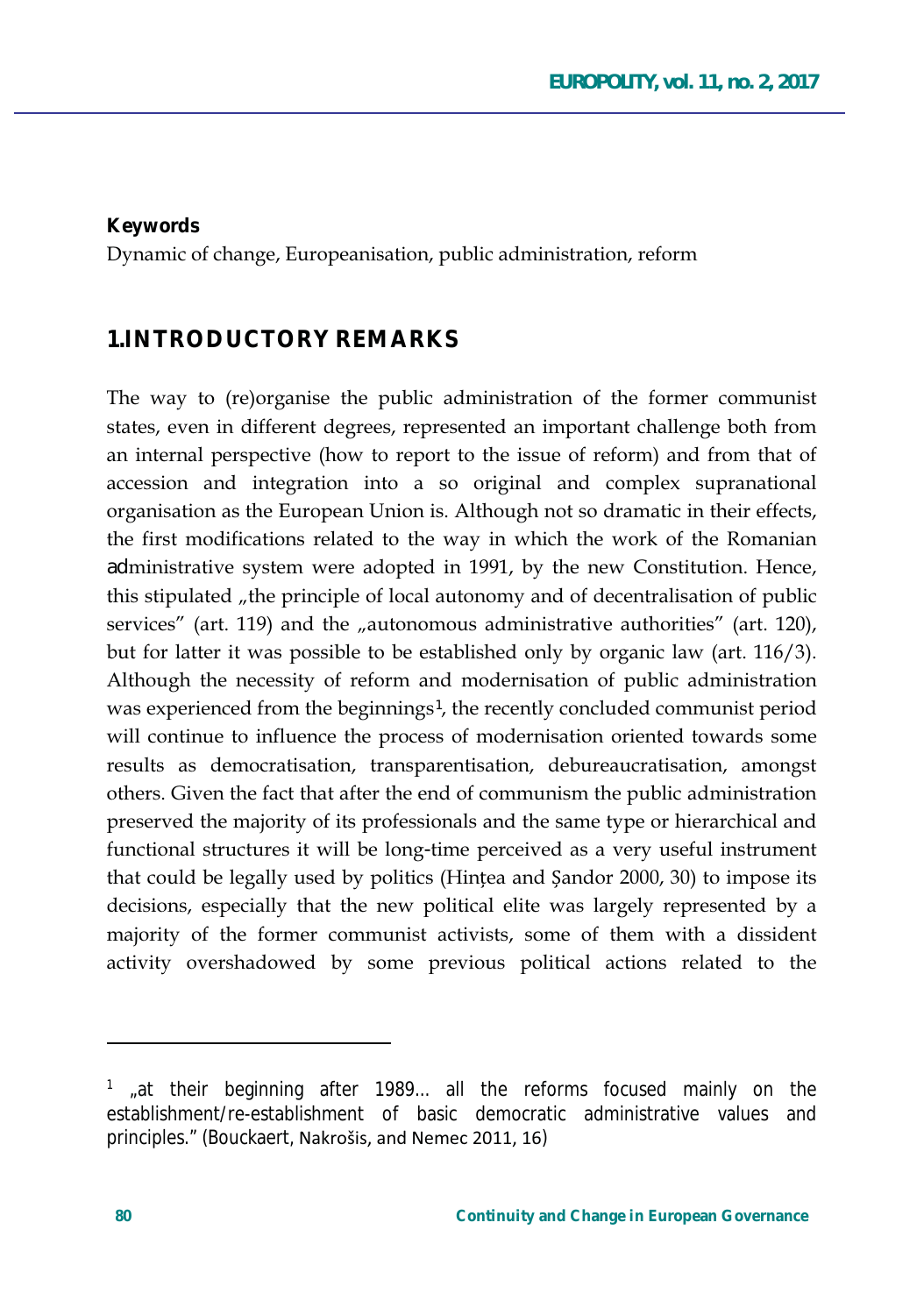**Keywords**

Dynamic of change, Europeanisation, public administration, reform

## 1. INTRODUCTORY REMARKS

The way to (re)organise the public administration of the former communist states, even in different degrees, represented an important challenge both from an internal perspective (how to report to the issue of reform) and from that of accession and integration into a so original and complex supranational organisation as the European Union is. Although not so dramatic in their effects, the first modifications related to the way in which the work of the Romanian administrative system were adopted in 1991, by the new Constitution. Hence, this stipulated „the principle of local autonomy and of decentralisation of public services" (art. 119) and the „autonomous administrative authorities" (art. 120), but for latter it was possible to be established only by organic law (art. 116/3). Although the necessity of reform and modernisation of public administration was experienced from the beginnings[1], the recently concluded communist period will continue to influence the process of modernisation oriented towards some results as democratisation, transparentisation, debureaucratisation, amongst others. Given the fact that after the end of communism the public administration preserved the majority of its professionals and the same type or hierarchical and functional structures it will be long-time perceived as a very useful instrument that could be legally used by politics (Hințea and Șandor 2000, 30) to impose its decisions, especially that the new political elite was largely represented by a majority of the former communist activists, some of them with a dissident activity overshadowed by some previous political actions related to the

---

[1] „at their beginning after 1989... all the reforms focused mainly on the establishment/re-establishment of basic democratic administrative values and principles." (Bouckaert, Nakrošis, and Nemec 2011, 16)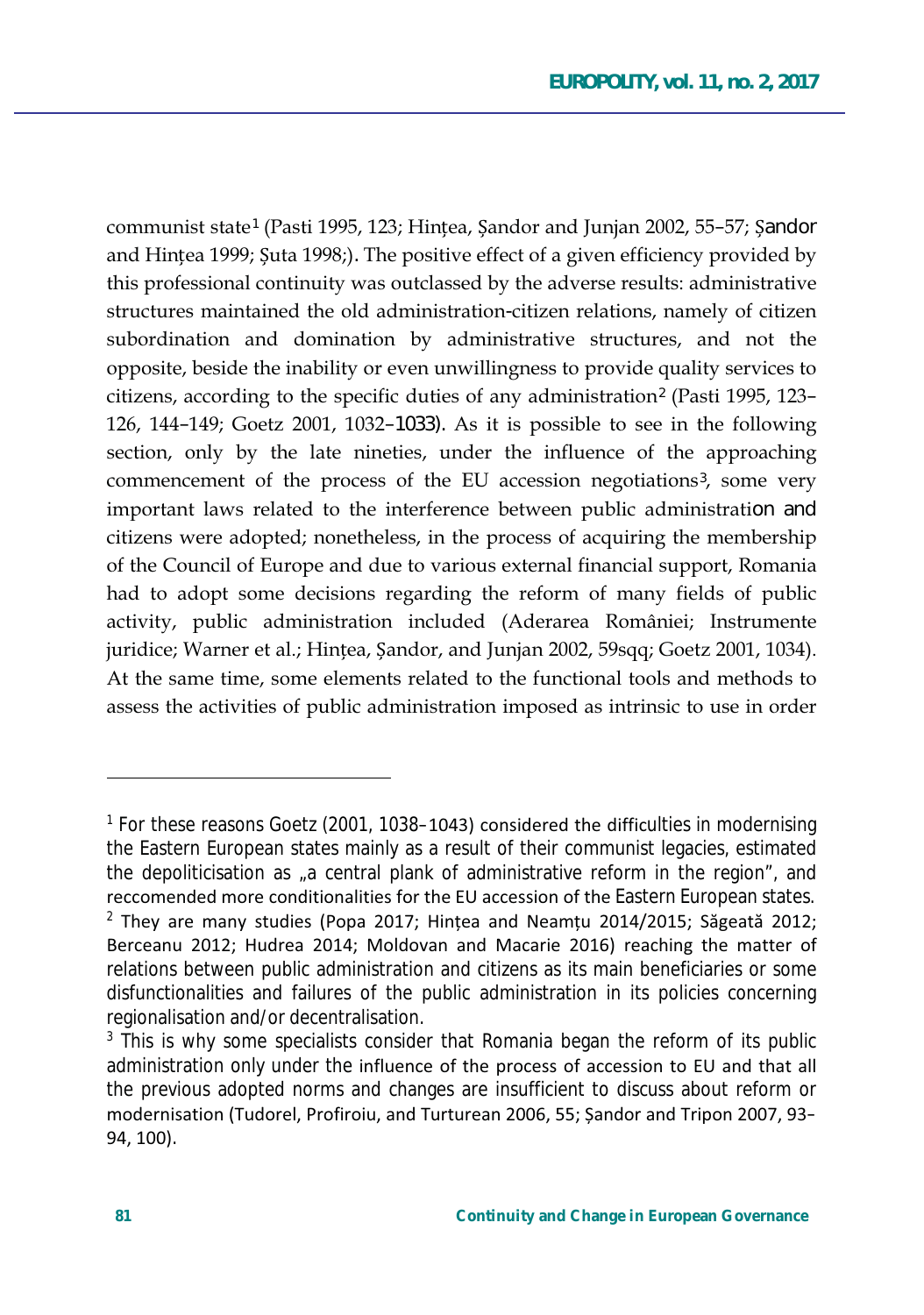communist state[1] (Pasti 1995, 123; Hințea, Șandor and Junjan 2002, 55–57; Șandor and Hințea 1999; Șuta 1998;). The positive effect of a given efficiency provided by this professional continuity was outclassed by the adverse results: administrative structures maintained the old administration-citizen relations, namely of citizen subordination and domination by administrative structures, and not the opposite, beside the inability or even unwillingness to provide quality services to citizens, according to the specific duties of any administration[2] (Pasti 1995, 123–126, 144–149; Goetz 2001, 1032–1033). As it is possible to see in the following section, only by the late nineties, under the influence of the approaching commencement of the process of the EU accession negotiations[3], some very important laws related to the interference between public administration and citizens were adopted; nonetheless, in the process of acquiring the membership of the Council of Europe and due to various external financial support, Romania had to adopt some decisions regarding the reform of many fields of public activity, public administration included (Aderarea României; Instrumente juridice; Warner et al.; Hințea, Șandor, and Junjan 2002, 59sqq; Goetz 2001, 1034). At the same time, some elements related to the functional tools and methods to assess the activities of public administration imposed as intrinsic to use in order

---

[1] For these reasons Goetz (2001, 1038–1043) considered the difficulties in modernising the Eastern European states mainly as a result of their communist legacies, estimated the depoliticisation as „a central plank of administrative reform in the region", and reccomended more conditionalities for the EU accession of the Eastern European states.

[2] They are many studies (Popa 2017; Hințea and Neamțu 2014/2015; Săgeată 2012; Berceanu 2012; Hudrea 2014; Moldovan and Macarie 2016) reaching the matter of relations between public administration and citizens as its main beneficiaries or some disfunctionalities and failures of the public administration in its policies concerning regionalisation and/or decentralisation.

[3] This is why some specialists consider that Romania began the reform of its public administration only under the influence of the process of accession to EU and that all the previous adopted norms and changes are insufficient to discuss about reform or modernisation (Tudorel, Profiroiu, and Turturean 2006, 55; Șandor and Tripon 2007, 93–94, 100).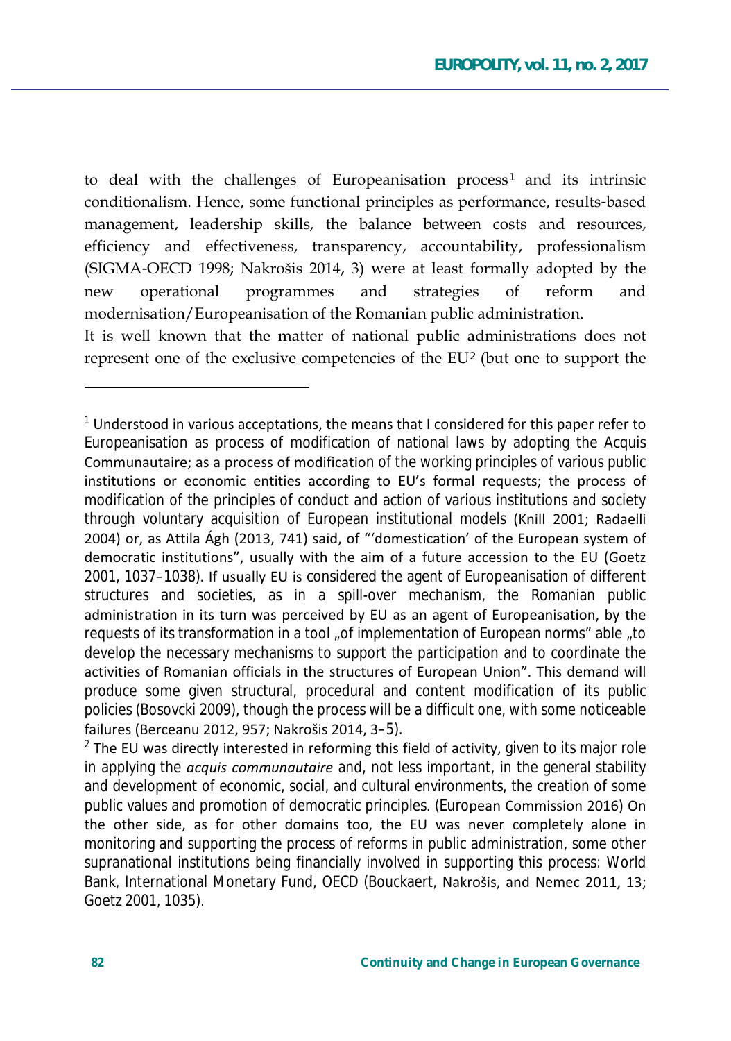to deal with the challenges of Europeanisation process[1] and its intrinsic conditionalism. Hence, some functional principles as performance, results-based management, leadership skills, the balance between costs and resources, efficiency and effectiveness, transparency, accountability, professionalism (SIGMA-OECD 1998; Nakrošis 2014, 3) were at least formally adopted by the new operational programmes and strategies of reform and modernisation/Europeanisation of the Romanian public administration.

It is well known that the matter of national public administrations does not represent one of the exclusive competencies of the EU[2] (but one to support the

---

[1] Understood in various acceptations, the means that I considered for this paper refer to Europeanisation as process of modification of national laws by adopting the Acquis Communautaire; as a process of modification of the working principles of various public institutions or economic entities according to EU's formal requests; the process of modification of the principles of conduct and action of various institutions and society through voluntary acquisition of European institutional models (Knill 2001; Radaelli 2004) or, as Attila Ágh (2013, 741) said, of "'domestication' of the European system of democratic institutions", usually with the aim of a future accession to the EU (Goetz 2001, 1037–1038). If usually EU is considered the agent of Europeanisation of different structures and societies, as in a spill-over mechanism, the Romanian public administration in its turn was perceived by EU as an agent of Europeanisation, by the requests of its transformation in a tool „of implementation of European norms" able „to develop the necessary mechanisms to support the participation and to coordinate the activities of Romanian officials in the structures of European Union". This demand will produce some given structural, procedural and content modification of its public policies (Bosovcki 2009), though the process will be a difficult one, with some noticeable failures (Berceanu 2012, 957; Nakrošis 2014, 3–5).

[2] The EU was directly interested in reforming this field of activity, given to its major role in applying the *acquis communautaire* and, not less important, in the general stability and development of economic, social, and cultural environments, the creation of some public values and promotion of democratic principles. (European Commission 2016) On the other side, as for other domains too, the EU was never completely alone in monitoring and supporting the process of reforms in public administration, some other supranational institutions being financially involved in supporting this process: World Bank, International Monetary Fund, OECD (Bouckaert, Nakrošis, and Nemec 2011, 13; Goetz 2001, 1035).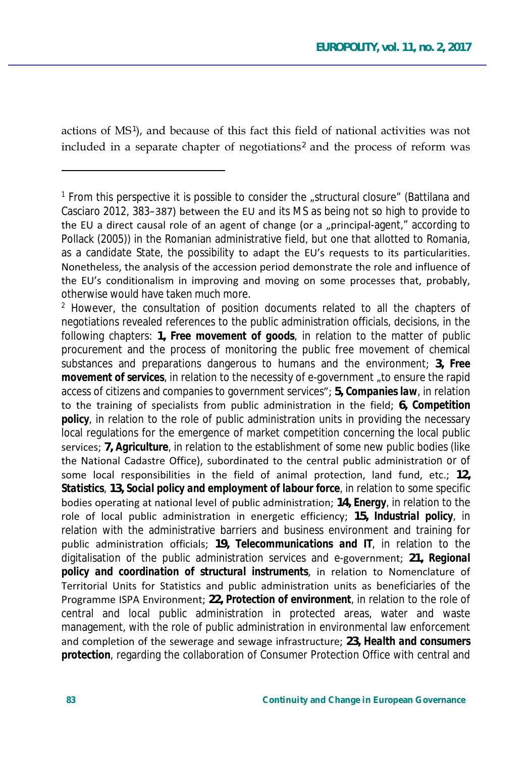actions of MS[1]), and because of this fact this field of national activities was not included in a separate chapter of negotiations[2] and the process of reform was

---

[1] From this perspective it is possible to consider the „structural closure" (Battilana and Casciaro 2012, 383–387) between the EU and its MS as being not so high to provide to the EU a direct causal role of an agent of change (or a „principal-agent," according to Pollack (2005)) in the Romanian administrative field, but one that allotted to Romania, as a candidate State, the possibility to adapt the EU's requests to its particularities. Nonetheless, the analysis of the accession period demonstrate the role and influence of the EU's conditionalism in improving and moving on some processes that, probably, otherwise would have taken much more.

[2] However, the consultation of position documents related to all the chapters of negotiations revealed references to the public administration officials, decisions, in the following chapters: **1, Free movement of goods**, in relation to the matter of public procurement and the process of monitoring the public free movement of chemical substances and preparations dangerous to humans and the environment; **3, Free movement of services**, in relation to the necessity of e-government „to ensure the rapid access of citizens and companies to government services"; ***5, Companies law***, in relation to the training of specialists from public administration in the field; **6, Competition policy**, in relation to the role of public administration units in providing the necessary local regulations for the emergence of market competition concerning the local public services; **7, Agriculture**, in relation to the establishment of some new public bodies (like the National Cadastre Office), subordinated to the central public administration or of some local responsibilities in the field of animal protection, land fund, etc.; ***12, Statistics***, ***13, Social policy and employment of labour force***, in relation to some specific bodies operating at national level of public administration; ***14, Energy***, in relation to the role of local public administration in energetic efficiency; ***15, Industrial policy***, in relation with the administrative barriers and business environment and training for public administration officials; ***19, Telecommunications and IT***, in relation to the digitalisation of the public administration services and e-government; ***21, Regional policy and coordination of structural instruments***, in relation to Nomenclature of Territorial Units for Statistics and public administration units as beneficiaries of the Programme ISPA Environment; ***22, Protection of environment***, in relation to the role of central and local public administration in protected areas, water and waste management, with the role of public administration in environmental law enforcement and completion of the sewerage and sewage infrastructure; ***23, Health and consumers*** **protection**, regarding the collaboration of Consumer Protection Office with central and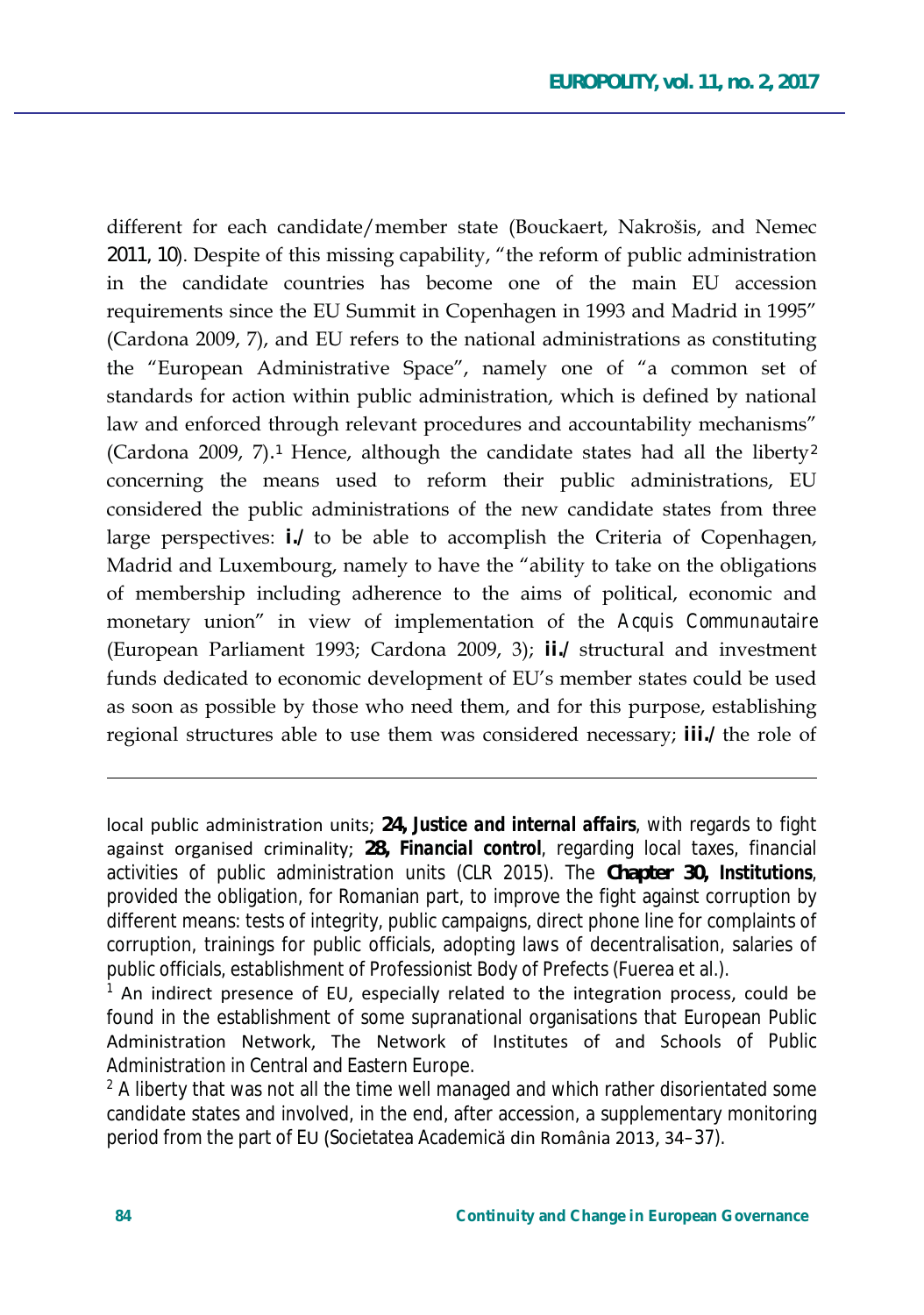different for each candidate/member state (Bouckaert, Nakrošis, and Nemec 2011, 10). Despite of this missing capability, "the reform of public administration in the candidate countries has become one of the main EU accession requirements since the EU Summit in Copenhagen in 1993 and Madrid in 1995" (Cardona 2009, 7), and EU refers to the national administrations as constituting the "European Administrative Space", namely one of "a common set of standards for action within public administration, which is defined by national law and enforced through relevant procedures and accountability mechanisms" (Cardona 2009, 7).[1] Hence, although the candidate states had all the liberty[2] concerning the means used to reform their public administrations, EU considered the public administrations of the new candidate states from three large perspectives: **i./** to be able to accomplish the Criteria of Copenhagen, Madrid and Luxembourg, namely to have the "ability to take on the obligations of membership including adherence to the aims of political, economic and monetary union" in view of implementation of the *Acquis Communautaire* (European Parliament 1993; Cardona 2009, 3); **ii./** structural and investment funds dedicated to economic development of EU's member states could be used as soon as possible by those who need them, and for this purpose, establishing regional structures able to use them was considered necessary; **iii./** the role of

---

local public administration units; ***24, Justice and internal affairs***, with regards to fight against organised criminality; ***28, Financial control***, regarding local taxes, financial activities of public administration units (CLR 2015). The **Chapter 30, Institutions**, provided the obligation, for Romanian part, to improve the fight against corruption by different means: tests of integrity, public campaigns, direct phone line for complaints of corruption, trainings for public officials, adopting laws of decentralisation, salaries of public officials, establishment of Professionist Body of Prefects (Fuerea et al.).

[1] An indirect presence of EU, especially related to the integration process, could be found in the establishment of some supranational organisations that European Public Administration Network, The Network of Institutes of and Schools of Public Administration in Central and Eastern Europe.

[2] A liberty that was not all the time well managed and which rather disorientated some candidate states and involved, in the end, after accession, a supplementary monitoring period from the part of EU (Societatea Academică din România 2013, 34–37).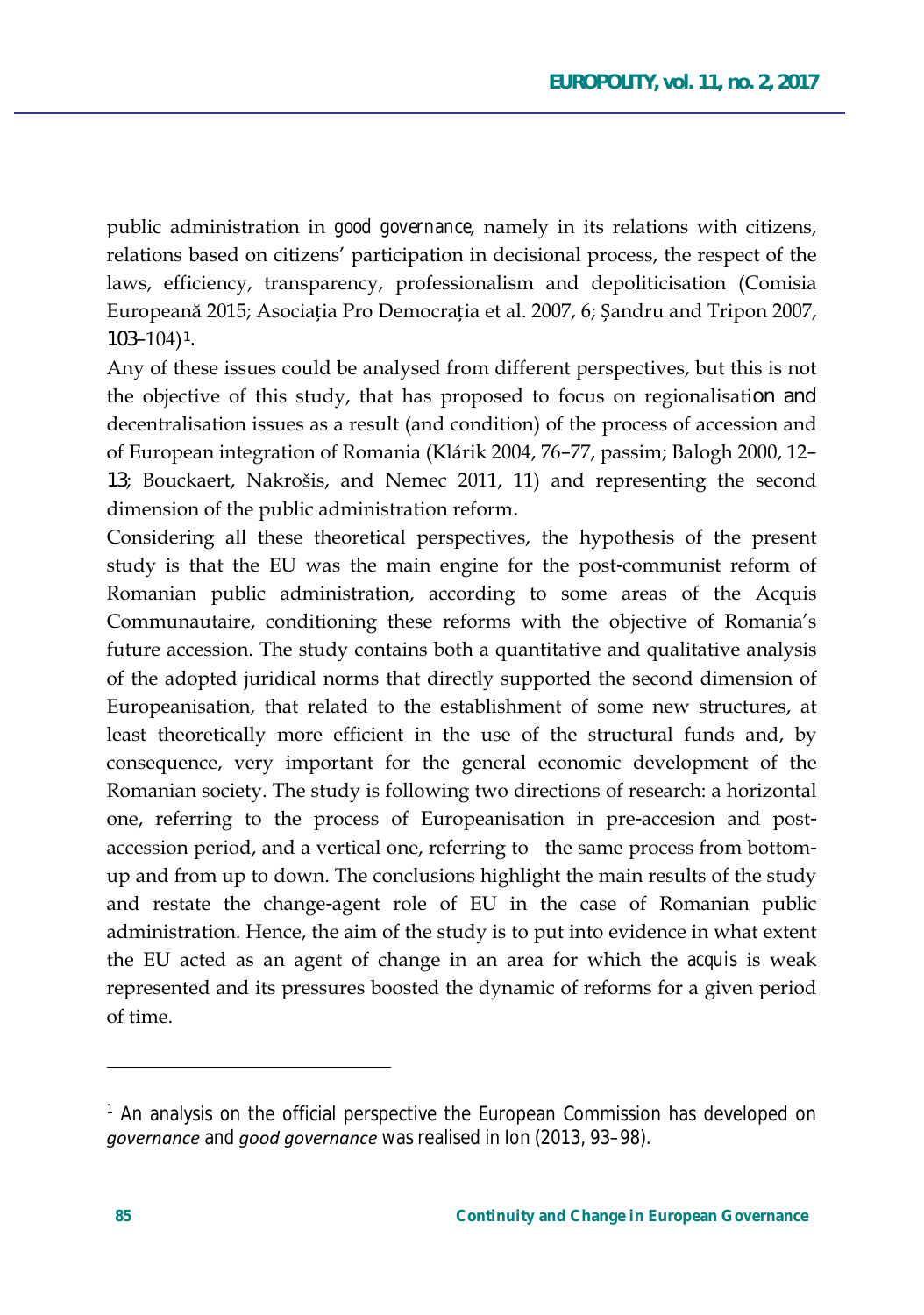public administration in *good governance*, namely in its relations with citizens, relations based on citizens' participation in decisional process, the respect of the laws, efficiency, transparency, professionalism and depoliticisation (Comisia Europeană 2015; Asociația Pro Democrația et al. 2007, 6; Șandru and Tripon 2007, 103–104)[1].

Any of these issues could be analysed from different perspectives, but this is not the objective of this study, that has proposed to focus on regionalisation and decentralisation issues as a result (and condition) of the process of accession and of European integration of Romania (Klárik 2004, 76–77, passim; Balogh 2000, 12–13; Bouckaert, Nakrošis, and Nemec 2011, 11) and representing the second dimension of the public administration reform.

Considering all these theoretical perspectives, the hypothesis of the present study is that the EU was the main engine for the post-communist reform of Romanian public administration, according to some areas of the Acquis Communautaire, conditioning these reforms with the objective of Romania's future accession. The study contains both a quantitative and qualitative analysis of the adopted juridical norms that directly supported the second dimension of Europeanisation, that related to the establishment of some new structures, at least theoretically more efficient in the use of the structural funds and, by consequence, very important for the general economic development of the Romanian society. The study is following two directions of research: a horizontal one, referring to the process of Europeanisation in pre-accesion and post-accession period, and a vertical one, referring to the same process from bottom-up and from up to down. The conclusions highlight the main results of the study and restate the change-agent role of EU in the case of Romanian public administration. Hence, the aim of the study is to put into evidence in what extent the EU acted as an agent of change in an area for which the *acquis* is weak represented and its pressures boosted the dynamic of reforms for a given period of time.

---

[1] An analysis on the official perspective the European Commission has developed on *governance* and *good governance* was realised in Ion (2013, 93–98).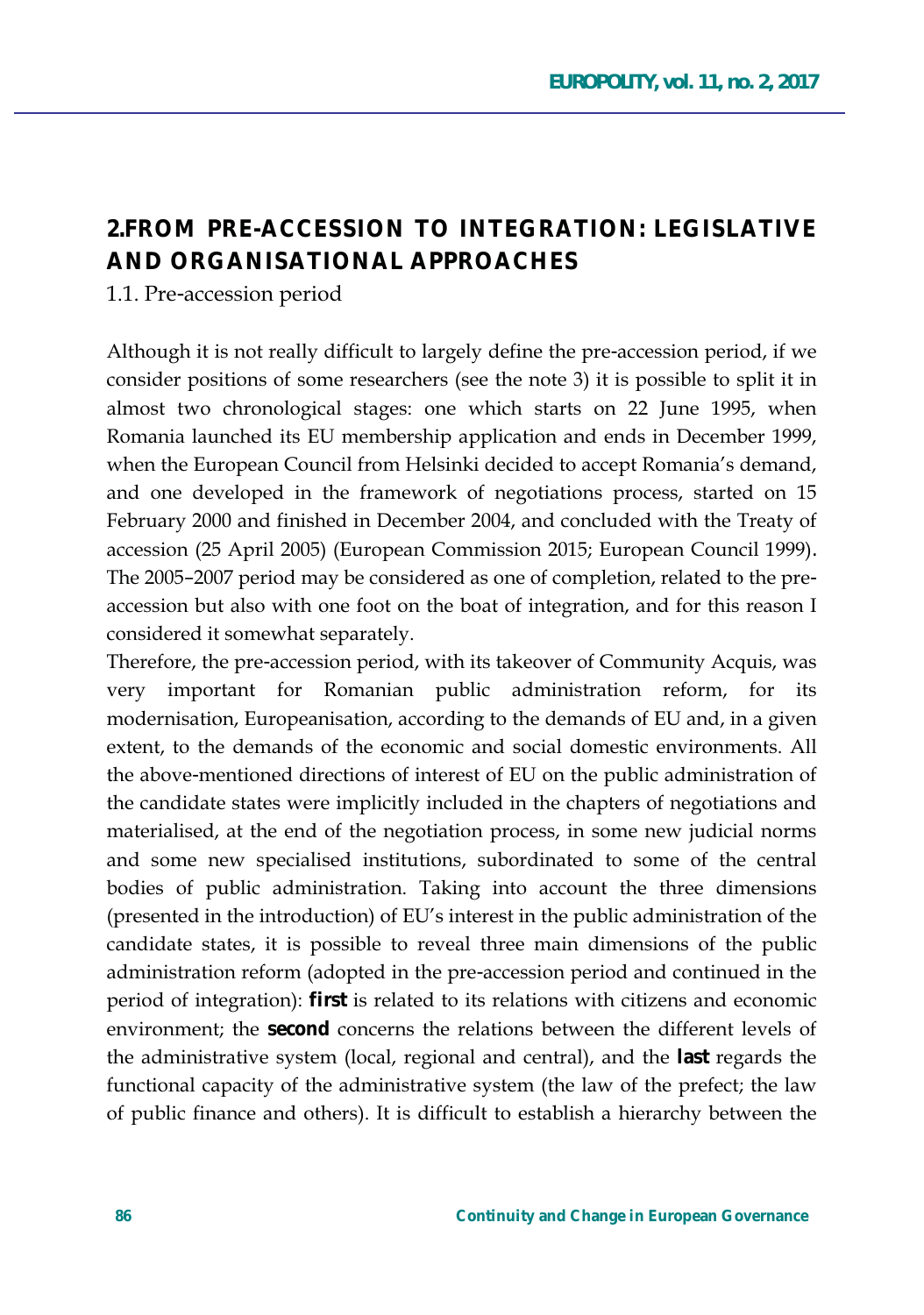## 2.FROM PRE-ACCESSION TO INTEGRATION: LEGISLATIVE AND ORGANISATIONAL APPROACHES

### 1.1. Pre-accession period

Although it is not really difficult to largely define the pre-accession period, if we consider positions of some researchers (see the note 3) it is possible to split it in almost two chronological stages: one which starts on 22 June 1995, when Romania launched its EU membership application and ends in December 1999, when the European Council from Helsinki decided to accept Romania's demand, and one developed in the framework of negotiations process, started on 15 February 2000 and finished in December 2004, and concluded with the Treaty of accession (25 April 2005) (European Commission 2015; European Council 1999). The 2005–2007 period may be considered as one of completion, related to the pre-accession but also with one foot on the boat of integration, and for this reason I considered it somewhat separately.

Therefore, the pre-accession period, with its takeover of Community Acquis, was very important for Romanian public administration reform, for its modernisation, Europeanisation, according to the demands of EU and, in a given extent, to the demands of the economic and social domestic environments. All the above-mentioned directions of interest of EU on the public administration of the candidate states were implicitly included in the chapters of negotiations and materialised, at the end of the negotiation process, in some new judicial norms and some new specialised institutions, subordinated to some of the central bodies of public administration. Taking into account the three dimensions (presented in the introduction) of EU's interest in the public administration of the candidate states, it is possible to reveal three main dimensions of the public administration reform (adopted in the pre-accession period and continued in the period of integration): **first** is related to its relations with citizens and economic environment; the **second** concerns the relations between the different levels of the administrative system (local, regional and central), and the **last** regards the functional capacity of the administrative system (the law of the prefect; the law of public finance and others). It is difficult to establish a hierarchy between the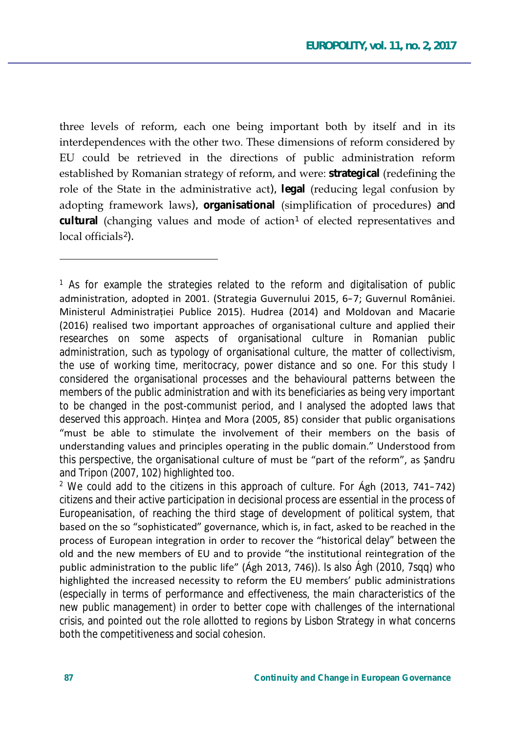three levels of reform, each one being important both by itself and in its interdependences with the other two. These dimensions of reform considered by EU could be retrieved in the directions of public administration reform established by Romanian strategy of reform, and were: **strategical** (redefining the role of the State in the administrative act), **legal** (reducing legal confusion by adopting framework laws), **organisational** (simplification of procedures) and **cultural** (changing values and mode of action[1] of elected representatives and local officials[2]).

---

[1] As for example the strategies related to the reform and digitalisation of public administration, adopted in 2001. (Strategia Guvernului 2015, 6–7; Guvernul României. Ministerul Administrației Publice 2015). Hudrea (2014) and Moldovan and Macarie (2016) realised two important approaches of organisational culture and applied their researches on some aspects of organisational culture in Romanian public administration, such as typology of organisational culture, the matter of collectivism, the use of working time, meritocracy, power distance and so one. For this study I considered the organisational processes and the behavioural patterns between the members of the public administration and with its beneficiaries as being very important to be changed in the post-communist period, and I analysed the adopted laws that deserved this approach. Hințea and Mora (2005, 85) consider that public organisations "must be able to stimulate the involvement of their members on the basis of understanding values and principles operating in the public domain." Understood from this perspective, the organisational culture of must be "part of the reform", as Șandru and Tripon (2007, 102) highlighted too.

[2] We could add to the citizens in this approach of culture. For Ágh (2013, 741–742) citizens and their active participation in decisional process are essential in the process of Europeanisation, of reaching the third stage of development of political system, that based on the so "sophisticated" governance, which is, in fact, asked to be reached in the process of European integration in order to recover the "historical delay" between the old and the new members of EU and to provide "the institutional reintegration of the public administration to the public life" (Ágh 2013, 746)). Is also Ágh (2010, 7sqq) who highlighted the increased necessity to reform the EU members' public administrations (especially in terms of performance and effectiveness, the main characteristics of the new public management) in order to better cope with challenges of the international crisis, and pointed out the role allotted to regions by Lisbon Strategy in what concerns both the competitiveness and social cohesion.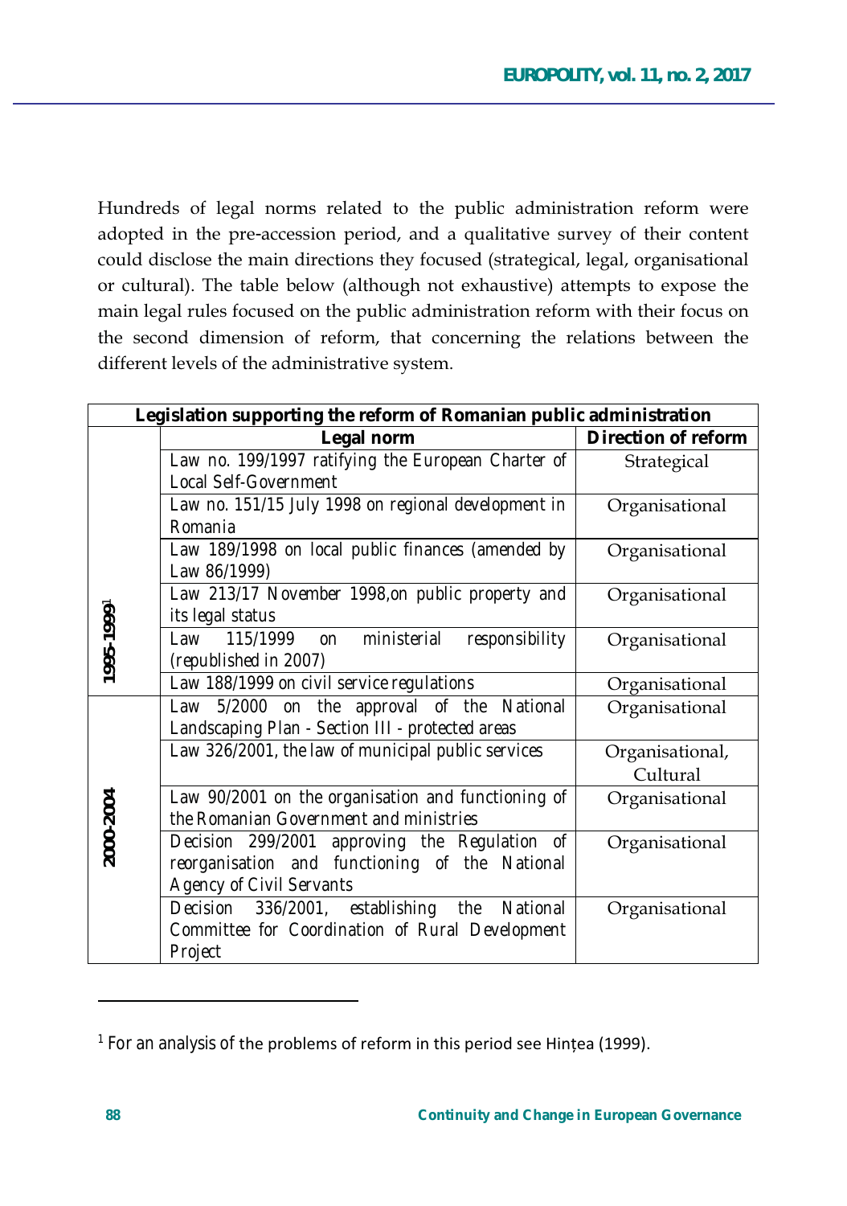Hundreds of legal norms related to the public administration reform were adopted in the pre-accession period, and a qualitative survey of their content could disclose the main directions they focused (strategical, legal, organisational or cultural). The table below (although not exhaustive) attempts to expose the main legal rules focused on the public administration reform with their focus on the second dimension of reform, that concerning the relations between the different levels of the administrative system.

| Legislation supporting the reform of Romanian public administration | | |
|---|---|---|
| | **Legal norm** | **Direction of reform** |
| 1995-1999[1] | Law no. 199/1997 ratifying the European Charter of Local Self-Government | Strategical |
| | Law no. 151/15 July 1998 on regional development in Romania | Organisational |
| | Law 189/1998 on local public finances (amended by Law 86/1999) | Organisational |
| | Law 213/17 November 1998,on public property and its legal status | Organisational |
| | Law 115/1999 on ministerial responsibility (republished in 2007) | Organisational |
| | Law 188/1999 on civil service regulations | Organisational |
| 2000-2004 | Law 5/2000 on the approval of the National Landscaping Plan - Section III - protected areas | Organisational |
| | Law 326/2001, the law of municipal public services | Organisational, Cultural |
| | Law 90/2001 on the organisation and functioning of the Romanian Government and ministries | Organisational |
| | Decision 299/2001 approving the Regulation of reorganisation and functioning of the National Agency of Civil Servants | Organisational |
| | Decision 336/2001, establishing the National Committee for Coordination of Rural Development Project | Organisational |

[1] For an analysis of the problems of reform in this period see Hințea (1999).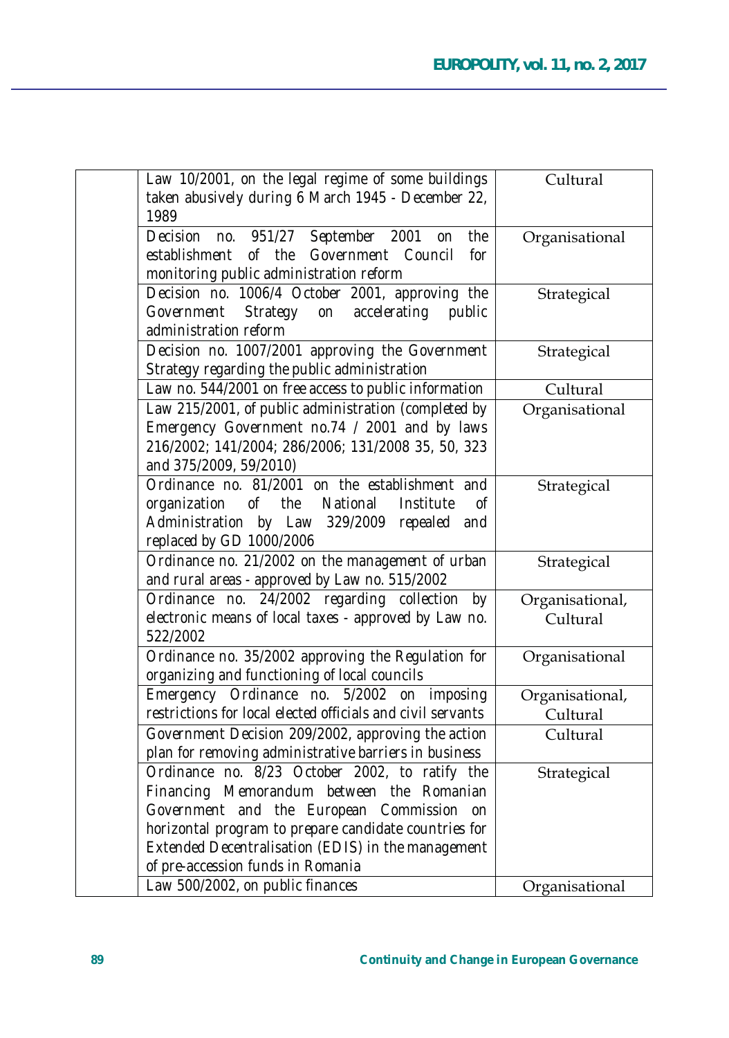| | | |
|---|---|---|
| | Law 10/2001, on the legal regime of some buildings taken abusively during 6 March 1945 - December 22, 1989 | Cultural |
| | Decision no. 951/27 September 2001 on the establishment of the Government Council for monitoring public administration reform | Organisational |
| | Decision no. 1006/4 October 2001, approving the Government Strategy on accelerating public administration reform | Strategical |
| | Decision no. 1007/2001 approving the Government Strategy regarding the public administration | Strategical |
| | Law no. 544/2001 on free access to public information | Cultural |
| | Law 215/2001, of public administration (completed by Emergency Government no.74 / 2001 and by laws 216/2002; 141/2004; 286/2006; 131/2008 35, 50, 323 and 375/2009, 59/2010) | Organisational |
| | Ordinance no. 81/2001 on the establishment and organization of the National Institute of Administration by Law 329/2009 repealed and replaced by GD 1000/2006 | Strategical |
| | Ordinance no. 21/2002 on the management of urban and rural areas - approved by Law no. 515/2002 | Strategical |
| | Ordinance no. 24/2002 regarding collection by electronic means of local taxes - approved by Law no. 522/2002 | Organisational, Cultural |
| | Ordinance no. 35/2002 approving the Regulation for organizing and functioning of local councils | Organisational |
| | Emergency Ordinance no. 5/2002 on imposing restrictions for local elected officials and civil servants | Organisational, Cultural |
| | Government Decision 209/2002, approving the action plan for removing administrative barriers in business | Cultural |
| | Ordinance no. 8/23 October 2002, to ratify the Financing Memorandum between the Romanian Government and the European Commission on horizontal program to prepare candidate countries for Extended Decentralisation (EDIS) in the management of pre-accession funds in Romania | Strategical |
| | Law 500/2002, on public finances | Organisational |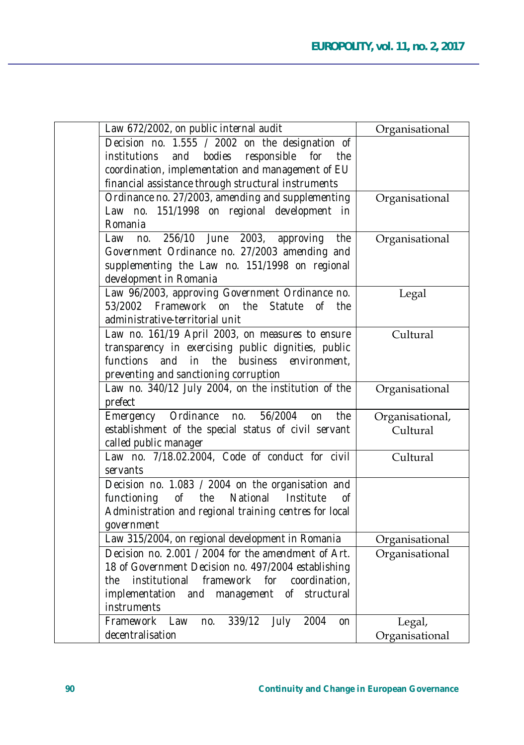| | | |
|---|---|---|
| | Law 672/2002, on public internal audit | Organisational |
| | Decision no. 1.555 / 2002 on the designation of institutions and bodies responsible for the coordination, implementation and management of EU financial assistance through structural instruments | |
| | Ordinance no. 27/2003, amending and supplementing Law no. 151/1998 on regional development in Romania | Organisational |
| | Law no. 256/10 June 2003, approving the Government Ordinance no. 27/2003 amending and supplementing the Law no. 151/1998 on regional development in Romania | Organisational |
| | Law 96/2003, approving Government Ordinance no. 53/2002 Framework on the Statute of the administrative-territorial unit | Legal |
| | Law no. 161/19 April 2003, on measures to ensure transparency in exercising public dignities, public functions and in the business environment, preventing and sanctioning corruption | Cultural |
| | Law no. 340/12 July 2004, on the institution of the prefect | Organisational |
| | Emergency Ordinance no. 56/2004 on the establishment of the special status of civil servant called public manager | Organisational, Cultural |
| | Law no. 7/18.02.2004, Code of conduct for civil servants | Cultural |
| | Decision no. 1.083 / 2004 on the organisation and functioning of the National Institute of Administration and regional training centres for local government | |
| | Law 315/2004, on regional development in Romania | Organisational |
| | Decision no. 2.001 / 2004 for the amendment of Art. 18 of Government Decision no. 497/2004 establishing the institutional framework for coordination, implementation and management of structural instruments | Organisational |
| | Framework Law no. 339/12 July 2004 on decentralisation | Legal, Organisational |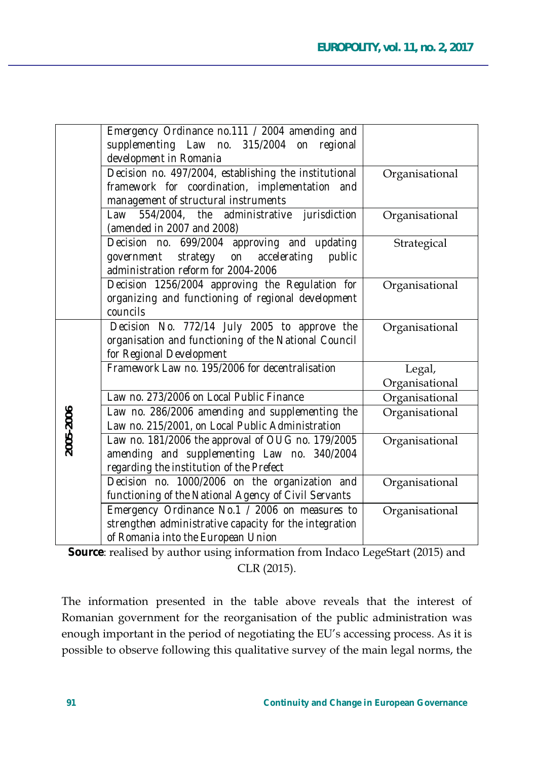| | | |
|---|---|---|
| | Emergency Ordinance no.111 / 2004 amending and supplementing Law no. 315/2004 on regional development in Romania | |
| | Decision no. 497/2004, establishing the institutional framework for coordination, implementation and management of structural instruments | Organisational |
| | Law 554/2004, the administrative jurisdiction (amended in 2007 and 2008) | Organisational |
| | Decision no. 699/2004 approving and updating government strategy on accelerating public administration reform for 2004-2006 | Strategical |
| | Decision 1256/2004 approving the Regulation for organizing and functioning of regional development councils | Organisational |
| 2005-2006 | Decision No. 772/14 July 2005 to approve the organisation and functioning of the National Council for Regional Development | Organisational |
| | Framework Law no. 195/2006 for decentralisation | Legal, Organisational |
| | Law no. 273/2006 on Local Public Finance | Organisational |
| | Law no. 286/2006 amending and supplementing the Law no. 215/2001, on Local Public Administration | Organisational |
| | Law no. 181/2006 the approval of OUG no. 179/2005 amending and supplementing Law no. 340/2004 regarding the institution of the Prefect | Organisational |
| | Decision no. 1000/2006 on the organization and functioning of the National Agency of Civil Servants | Organisational |
| | Emergency Ordinance No.1 / 2006 on measures to strengthen administrative capacity for the integration of Romania into the European Union | Organisational |

**Source**: realised by author using information from Indaco LegeStart (2015) and CLR (2015).

The information presented in the table above reveals that the interest of Romanian government for the reorganisation of the public administration was enough important in the period of negotiating the EU's accessing process. As it is possible to observe following this qualitative survey of the main legal norms, the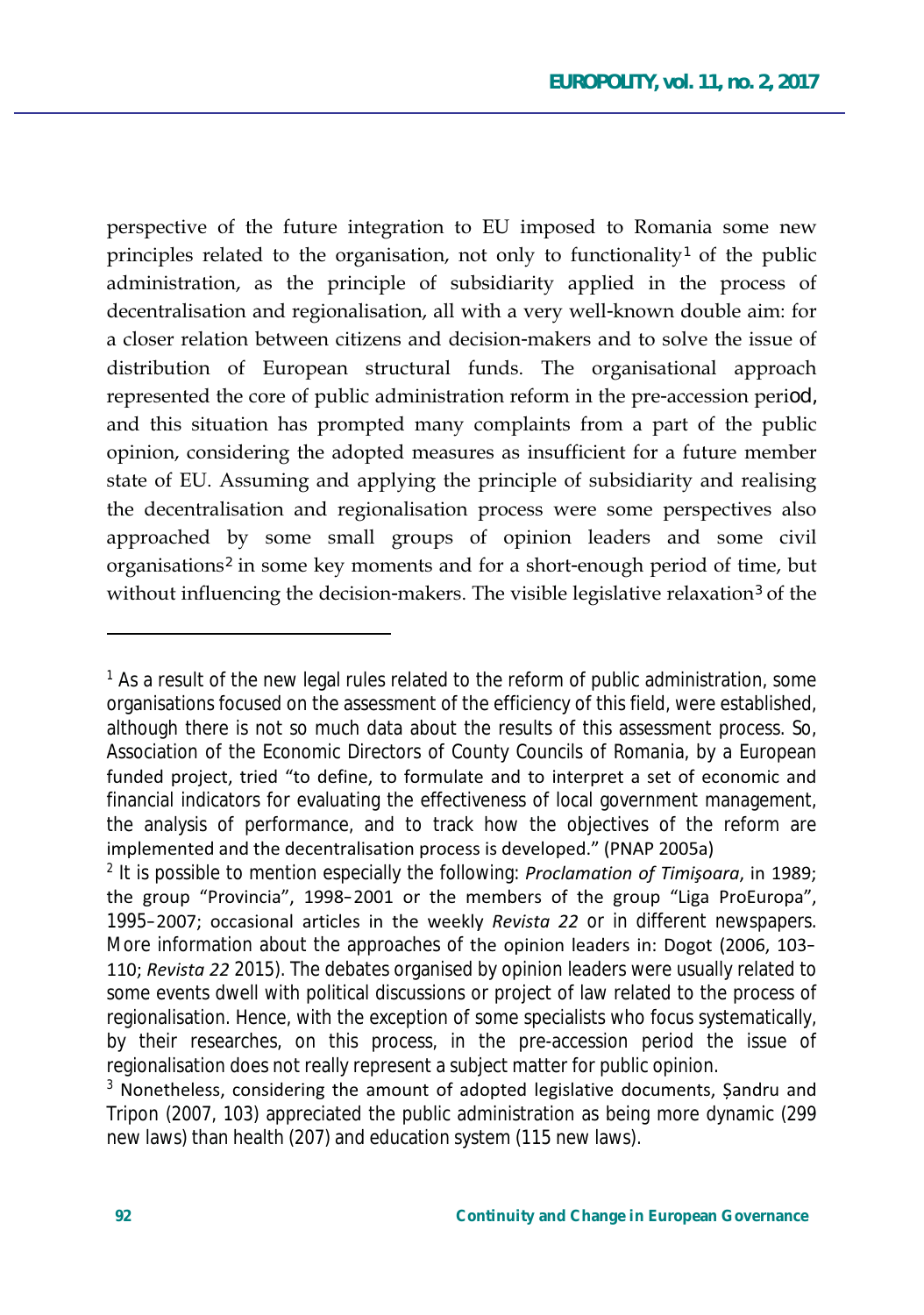perspective of the future integration to EU imposed to Romania some new principles related to the organisation, not only to functionality[1] of the public administration, as the principle of subsidiarity applied in the process of decentralisation and regionalisation, all with a very well-known double aim: for a closer relation between citizens and decision-makers and to solve the issue of distribution of European structural funds. The organisational approach represented the core of public administration reform in the pre-accession period, and this situation has prompted many complaints from a part of the public opinion, considering the adopted measures as insufficient for a future member state of EU. Assuming and applying the principle of subsidiarity and realising the decentralisation and regionalisation process were some perspectives also approached by some small groups of opinion leaders and some civil organisations[2] in some key moments and for a short-enough period of time, but without influencing the decision-makers. The visible legislative relaxation[3] of the

---

[1] As a result of the new legal rules related to the reform of public administration, some organisations focused on the assessment of the efficiency of this field, were established, although there is not so much data about the results of this assessment process. So, Association of the Economic Directors of County Councils of Romania, by a European funded project, tried "to define, to formulate and to interpret a set of economic and financial indicators for evaluating the effectiveness of local government management, the analysis of performance, and to track how the objectives of the reform are implemented and the decentralisation process is developed." (PNAP 2005a)

[2] It is possible to mention especially the following: *Proclamation of Timişoara*, in 1989; the group "Provincia", 1998–2001 or the members of the group "Liga ProEuropa", 1995–2007; occasional articles in the weekly *Revista 22* or in different newspapers. More information about the approaches of the opinion leaders in: Dogot (2006, 103–110; *Revista 22* 2015). The debates organised by opinion leaders were usually related to some events dwell with political discussions or project of law related to the process of regionalisation. Hence, with the exception of some specialists who focus systematically, by their researches, on this process, in the pre-accession period the issue of regionalisation does not really represent a subject matter for public opinion.

[3] Nonetheless, considering the amount of adopted legislative documents, Șandru and Tripon (2007, 103) appreciated the public administration as being more dynamic (299 new laws) than health (207) and education system (115 new laws).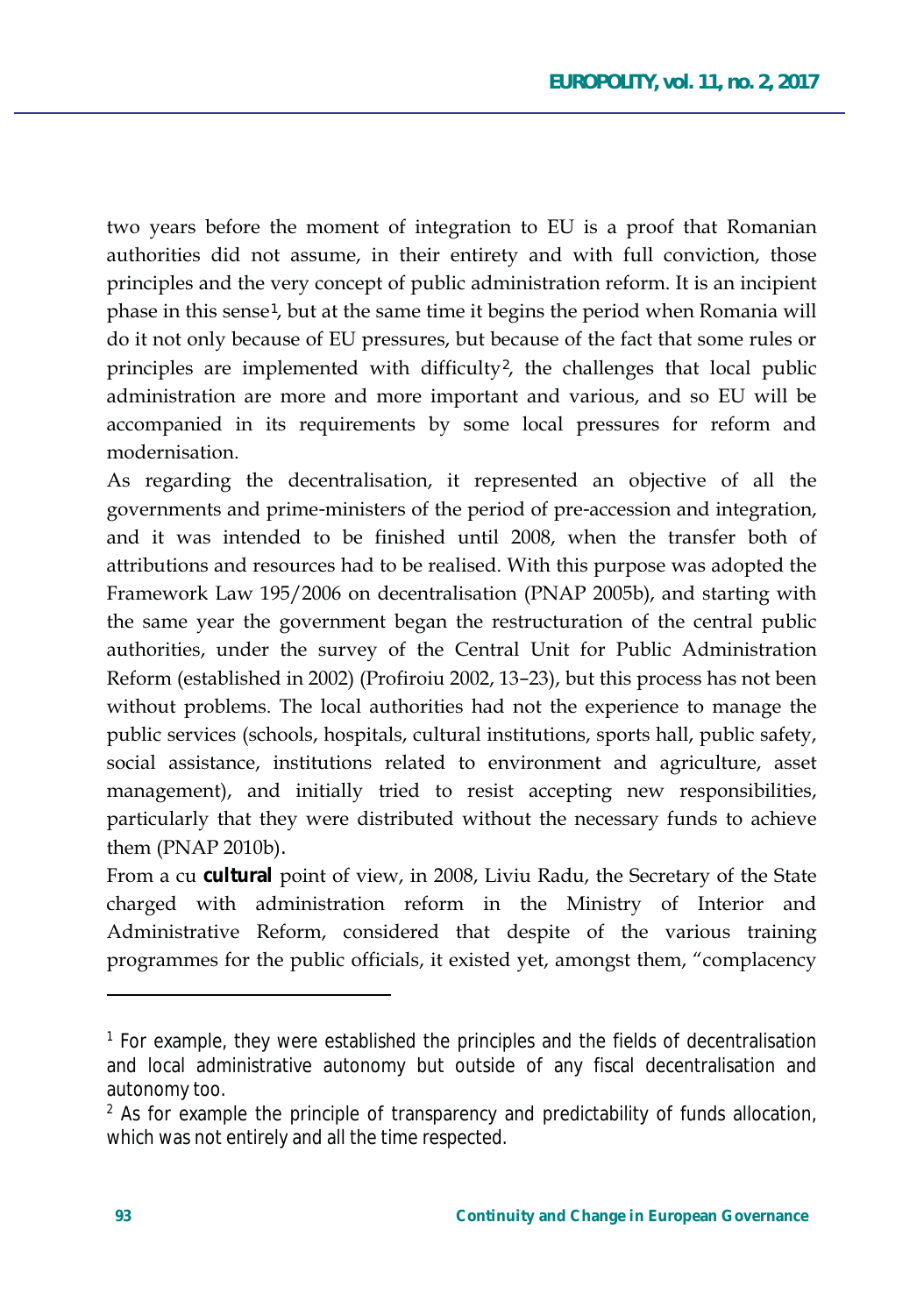two years before the moment of integration to EU is a proof that Romanian authorities did not assume, in their entirety and with full conviction, those principles and the very concept of public administration reform. It is an incipient phase in this sense[1], but at the same time it begins the period when Romania will do it not only because of EU pressures, but because of the fact that some rules or principles are implemented with difficulty[2], the challenges that local public administration are more and more important and various, and so EU will be accompanied in its requirements by some local pressures for reform and modernisation.

As regarding the decentralisation, it represented an objective of all the governments and prime-ministers of the period of pre-accession and integration, and it was intended to be finished until 2008, when the transfer both of attributions and resources had to be realised. With this purpose was adopted the Framework Law 195/2006 on decentralisation (PNAP 2005b), and starting with the same year the government began the restructuration of the central public authorities, under the survey of the Central Unit for Public Administration Reform (established in 2002) (Profiroiu 2002, 13–23), but this process has not been without problems. The local authorities had not the experience to manage the public services (schools, hospitals, cultural institutions, sports hall, public safety, social assistance, institutions related to environment and agriculture, asset management), and initially tried to resist accepting new responsibilities, particularly that they were distributed without the necessary funds to achieve them (PNAP 2010b).

From a cu **cultural** point of view, in 2008, Liviu Radu, the Secretary of the State charged with administration reform in the Ministry of Interior and Administrative Reform, considered that despite of the various training programmes for the public officials, it existed yet, amongst them, "complacency

---

[1] For example, they were established the principles and the fields of decentralisation and local administrative autonomy but outside of any fiscal decentralisation and autonomy too.

[2] As for example the principle of transparency and predictability of funds allocation, which was not entirely and all the time respected.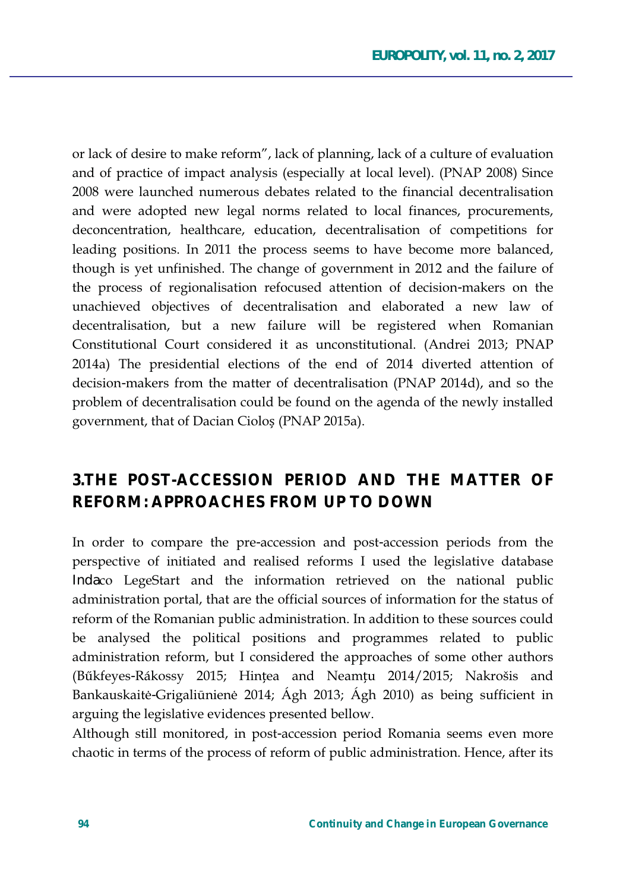or lack of desire to make reform", lack of planning, lack of a culture of evaluation and of practice of impact analysis (especially at local level). (PNAP 2008) Since 2008 were launched numerous debates related to the financial decentralisation and were adopted new legal norms related to local finances, procurements, deconcentration, healthcare, education, decentralisation of competitions for leading positions. In 2011 the process seems to have become more balanced, though is yet unfinished. The change of government in 2012 and the failure of the process of regionalisation refocused attention of decision-makers on the unachieved objectives of decentralisation and elaborated a new law of decentralisation, but a new failure will be registered when Romanian Constitutional Court considered it as unconstitutional. (Andrei 2013; PNAP 2014a) The presidential elections of the end of 2014 diverted attention of decision-makers from the matter of decentralisation (PNAP 2014d), and so the problem of decentralisation could be found on the agenda of the newly installed government, that of Dacian Cioloș (PNAP 2015a).

## 3.THE POST-ACCESSION PERIOD AND THE MATTER OF REFORM: APPROACHES FROM UP TO DOWN

In order to compare the pre-accession and post-accession periods from the perspective of initiated and realised reforms I used the legislative database Indaco LegeStart and the information retrieved on the national public administration portal, that are the official sources of information for the status of reform of the Romanian public administration. In addition to these sources could be analysed the political positions and programmes related to public administration reform, but I considered the approaches of some other authors (Bűkfeyes-Rákossy 2015; Hințea and Neamțu 2014/2015; Nakrošis and Bankauskaitė-Grigaliūnienė 2014; Ágh 2013; Ágh 2010) as being sufficient in arguing the legislative evidences presented bellow.

Although still monitored, in post-accession period Romania seems even more chaotic in terms of the process of reform of public administration. Hence, after its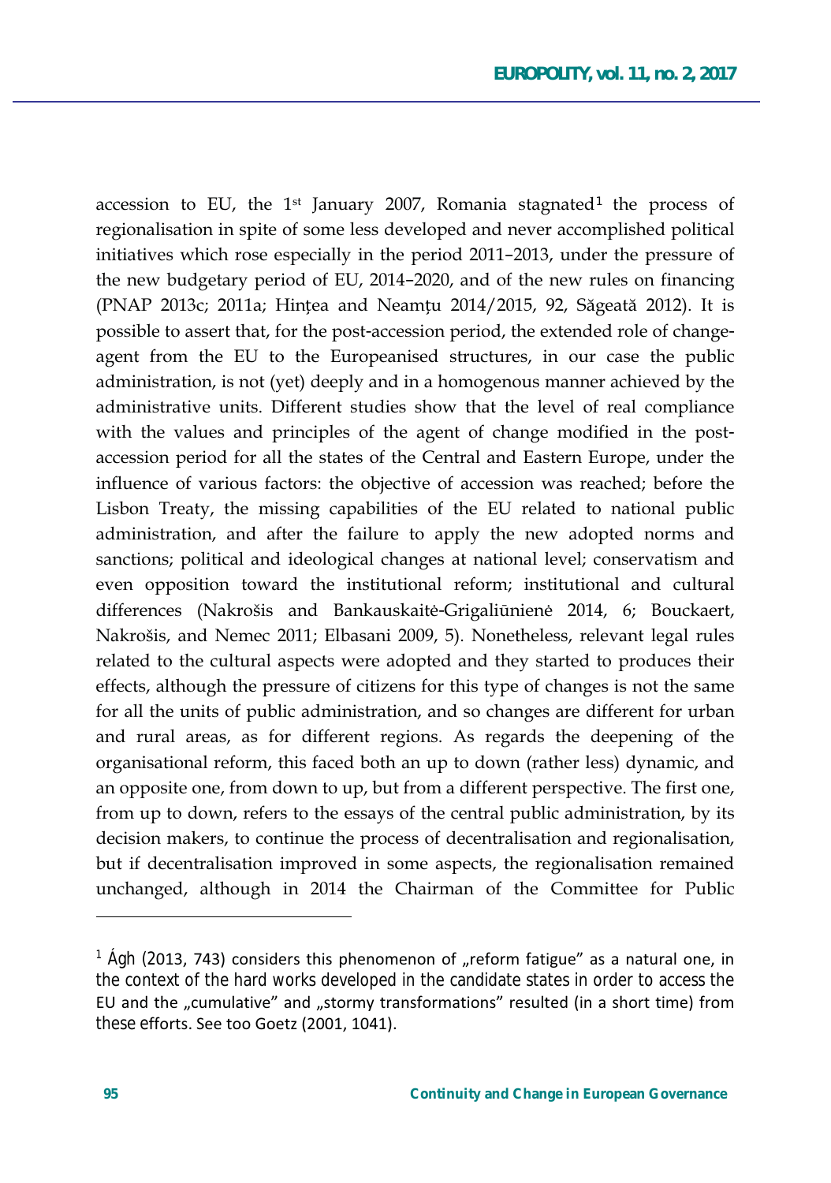accession to EU, the 1st January 2007, Romania stagnated[1] the process of regionalisation in spite of some less developed and never accomplished political initiatives which rose especially in the period 2011–2013, under the pressure of the new budgetary period of EU, 2014–2020, and of the new rules on financing (PNAP 2013c; 2011a; Hințea and Neamțu 2014/2015, 92, Săgeată 2012). It is possible to assert that, for the post-accession period, the extended role of change-agent from the EU to the Europeanised structures, in our case the public administration, is not (yet) deeply and in a homogenous manner achieved by the administrative units. Different studies show that the level of real compliance with the values and principles of the agent of change modified in the post-accession period for all the states of the Central and Eastern Europe, under the influence of various factors: the objective of accession was reached; before the Lisbon Treaty, the missing capabilities of the EU related to national public administration, and after the failure to apply the new adopted norms and sanctions; political and ideological changes at national level; conservatism and even opposition toward the institutional reform; institutional and cultural differences (Nakrošis and Bankauskaitė-Grigaliūnienė 2014, 6; Bouckaert, Nakrošis, and Nemec 2011; Elbasani 2009, 5). Nonetheless, relevant legal rules related to the cultural aspects were adopted and they started to produces their effects, although the pressure of citizens for this type of changes is not the same for all the units of public administration, and so changes are different for urban and rural areas, as for different regions. As regards the deepening of the organisational reform, this faced both an up to down (rather less) dynamic, and an opposite one, from down to up, but from a different perspective. The first one, from up to down, refers to the essays of the central public administration, by its decision makers, to continue the process of decentralisation and regionalisation, but if decentralisation improved in some aspects, the regionalisation remained unchanged, although in 2014 the Chairman of the Committee for Public

[1] Ágh (2013, 743) considers this phenomenon of „reform fatigue" as a natural one, in the context of the hard works developed in the candidate states in order to access the EU and the „cumulative" and „stormy transformations" resulted (in a short time) from these efforts. See too Goetz (2001, 1041).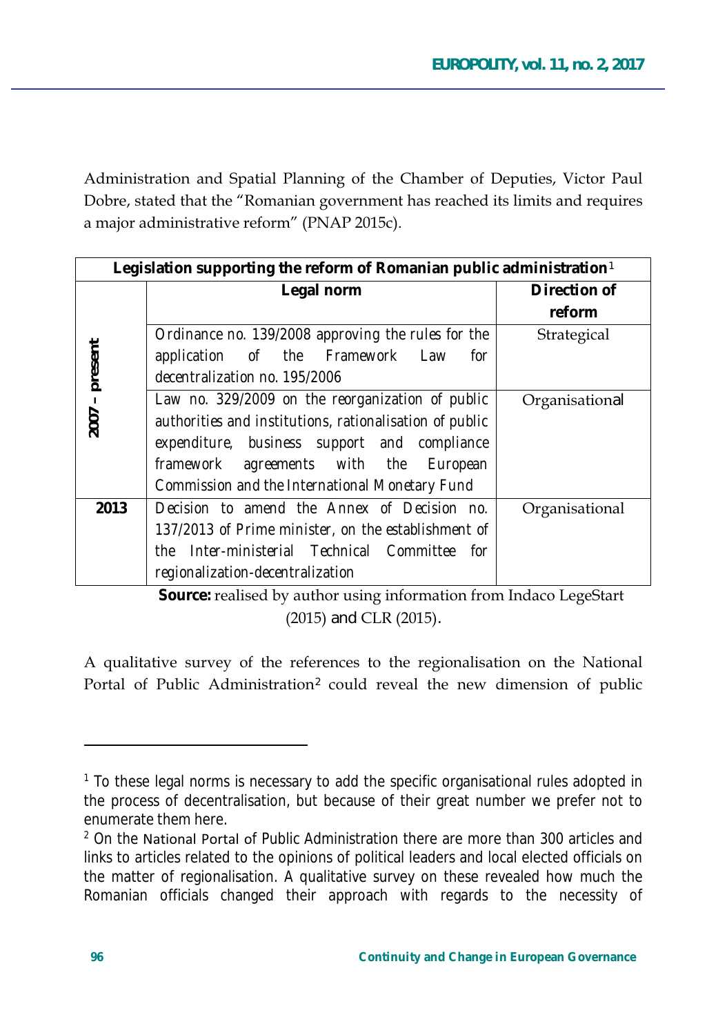Administration and Spatial Planning of the Chamber of Deputies, Victor Paul Dobre, stated that the "Romanian government has reached its limits and requires a major administrative reform" (PNAP 2015c).

| **Legislation supporting the reform of Romanian public administration**[1] | | |
|---|---|---|
| | **Legal norm** | **Direction of reform** |
| **2007 – present** | Ordinance no. 139/2008 approving the rules for the application of the Framework Law for decentralization no. 195/2006 | Strategical |
| | Law no. 329/2009 on the reorganization of public authorities and institutions, rationalisation of public expenditure, business support and compliance framework agreements with the European Commission and the International Monetary Fund | Organisational |
| **2013** | Decision to amend the Annex of Decision no. 137/2013 of Prime minister, on the establishment of the Inter-ministerial Technical Committee for regionalization-decentralization | Organisational |

**Source:** realised by author using information from Indaco LegeStart (2015) and CLR (2015).

A qualitative survey of the references to the regionalisation on the National Portal of Public Administration[2] could reveal the new dimension of public

---

[1] To these legal norms is necessary to add the specific organisational rules adopted in the process of decentralisation, but because of their great number we prefer not to enumerate them here.

[2] On the National Portal of Public Administration there are more than 300 articles and links to articles related to the opinions of political leaders and local elected officials on the matter of regionalisation. A qualitative survey on these revealed how much the Romanian officials changed their approach with regards to the necessity of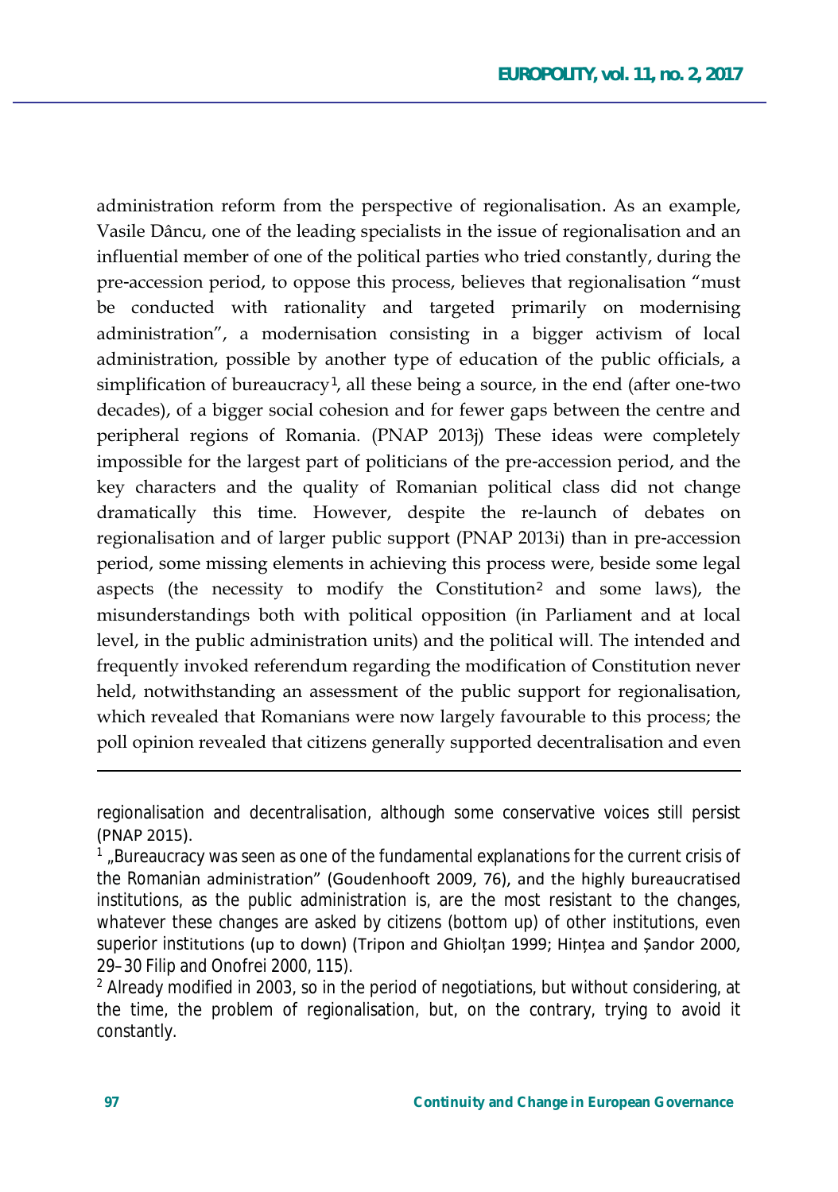administration reform from the perspective of regionalisation. As an example, Vasile Dâncu, one of the leading specialists in the issue of regionalisation and an influential member of one of the political parties who tried constantly, during the pre-accession period, to oppose this process, believes that regionalisation "must be conducted with rationality and targeted primarily on modernising administration", a modernisation consisting in a bigger activism of local administration, possible by another type of education of the public officials, a simplification of bureaucracy[1], all these being a source, in the end (after one-two decades), of a bigger social cohesion and for fewer gaps between the centre and peripheral regions of Romania. (PNAP 2013j) These ideas were completely impossible for the largest part of politicians of the pre-accession period, and the key characters and the quality of Romanian political class did not change dramatically this time. However, despite the re-launch of debates on regionalisation and of larger public support (PNAP 2013i) than in pre-accession period, some missing elements in achieving this process were, beside some legal aspects (the necessity to modify the Constitution[2] and some laws), the misunderstandings both with political opposition (in Parliament and at local level, in the public administration units) and the political will. The intended and frequently invoked referendum regarding the modification of Constitution never held, notwithstanding an assessment of the public support for regionalisation, which revealed that Romanians were now largely favourable to this process; the poll opinion revealed that citizens generally supported decentralisation and even

regionalisation and decentralisation, although some conservative voices still persist (PNAP 2015).

[1] „Bureaucracy was seen as one of the fundamental explanations for the current crisis of the Romanian administration" (Goudenhooft 2009, 76), and the highly bureaucratised institutions, as the public administration is, are the most resistant to the changes, whatever these changes are asked by citizens (bottom up) of other institutions, even superior institutions (up to down) (Tripon and Ghiolțan 1999; Hințea and Șandor 2000, 29–30 Filip and Onofrei 2000, 115).

[2] Already modified in 2003, so in the period of negotiations, but without considering, at the time, the problem of regionalisation, but, on the contrary, trying to avoid it constantly.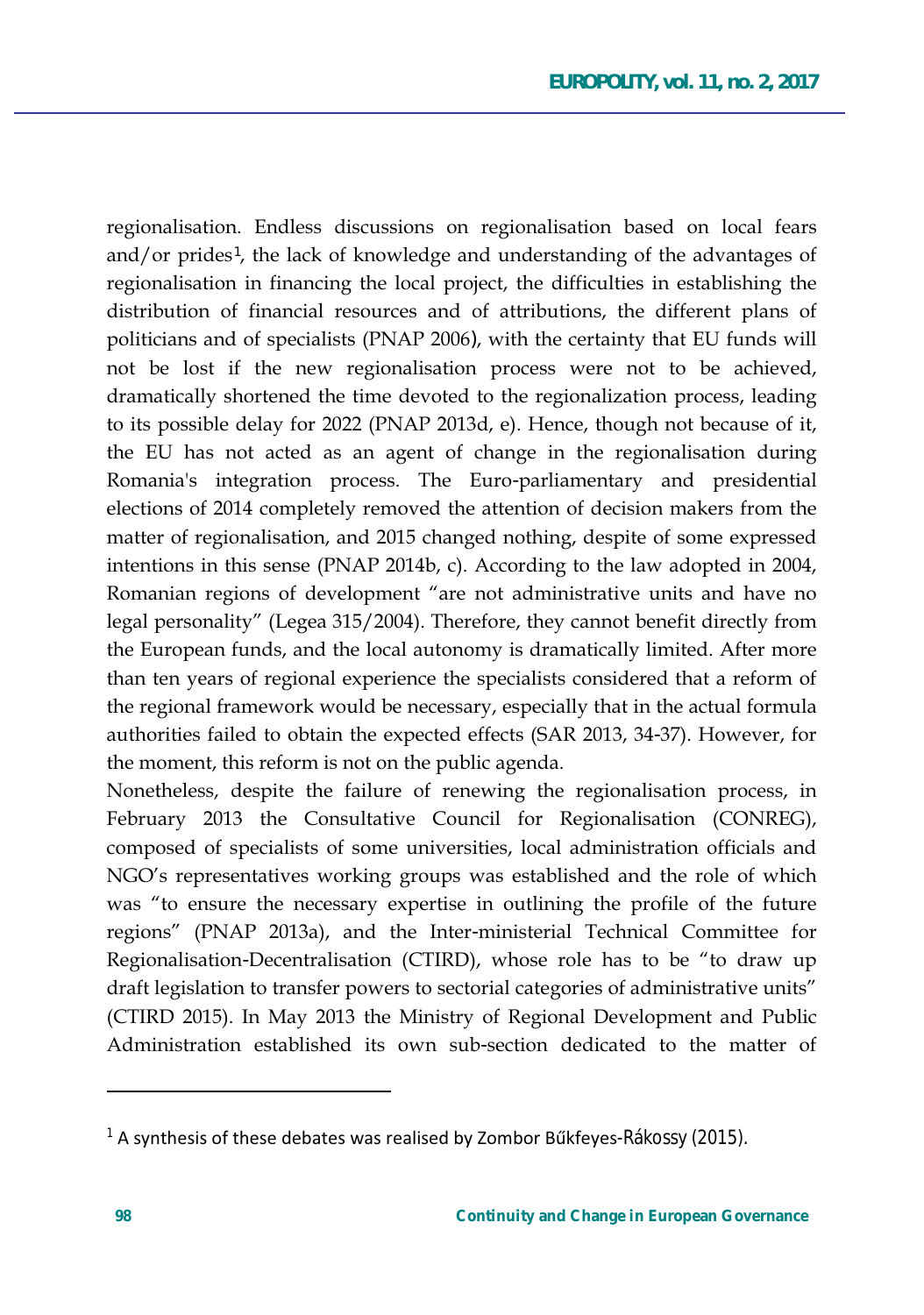regionalisation. Endless discussions on regionalisation based on local fears and/or prides[1], the lack of knowledge and understanding of the advantages of regionalisation in financing the local project, the difficulties in establishing the distribution of financial resources and of attributions, the different plans of politicians and of specialists (PNAP 2006), with the certainty that EU funds will not be lost if the new regionalisation process were not to be achieved, dramatically shortened the time devoted to the regionalization process, leading to its possible delay for 2022 (PNAP 2013d, e). Hence, though not because of it, the EU has not acted as an agent of change in the regionalisation during Romania's integration process. The Euro-parliamentary and presidential elections of 2014 completely removed the attention of decision makers from the matter of regionalisation, and 2015 changed nothing, despite of some expressed intentions in this sense (PNAP 2014b, c). According to the law adopted in 2004, Romanian regions of development "are not administrative units and have no legal personality" (Legea 315/2004). Therefore, they cannot benefit directly from the European funds, and the local autonomy is dramatically limited. After more than ten years of regional experience the specialists considered that a reform of the regional framework would be necessary, especially that in the actual formula authorities failed to obtain the expected effects (SAR 2013, 34-37). However, for the moment, this reform is not on the public agenda.

Nonetheless, despite the failure of renewing the regionalisation process, in February 2013 the Consultative Council for Regionalisation (CONREG), composed of specialists of some universities, local administration officials and NGO's representatives working groups was established and the role of which was "to ensure the necessary expertise in outlining the profile of the future regions" (PNAP 2013a), and the Inter-ministerial Technical Committee for Regionalisation-Decentralisation (CTIRD), whose role has to be "to draw up draft legislation to transfer powers to sectorial categories of administrative units" (CTIRD 2015). In May 2013 the Ministry of Regional Development and Public Administration established its own sub-section dedicated to the matter of

[1] A synthesis of these debates was realised by Zombor Bűkfeyes-Rákossy (2015).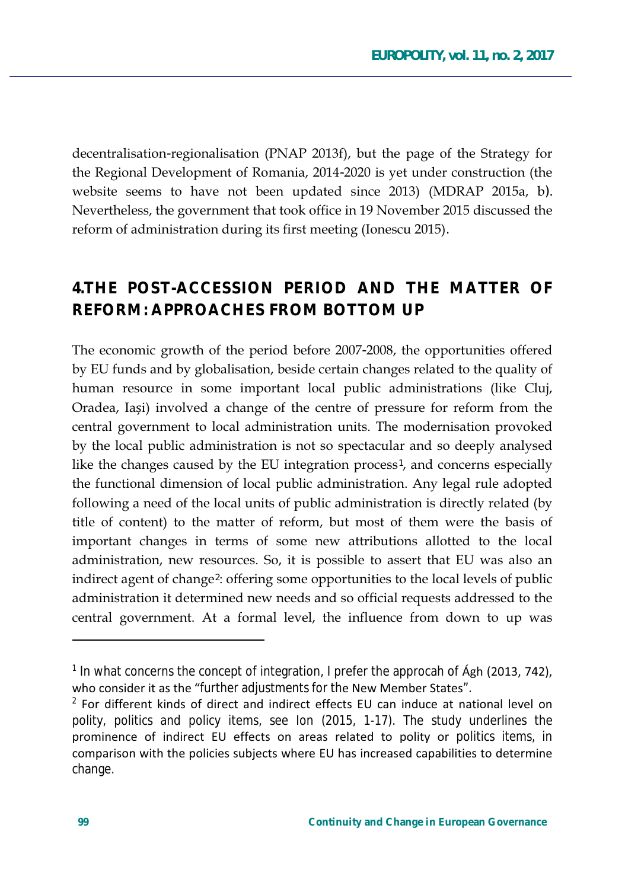decentralisation-regionalisation (PNAP 2013f), but the page of the Strategy for the Regional Development of Romania, 2014-2020 is yet under construction (the website seems to have not been updated since 2013) (MDRAP 2015a, b). Nevertheless, the government that took office in 19 November 2015 discussed the reform of administration during its first meeting (Ionescu 2015).

## 4.THE POST-ACCESSION PERIOD AND THE MATTER OF REFORM: APPROACHES FROM BOTTOM UP

The economic growth of the period before 2007-2008, the opportunities offered by EU funds and by globalisation, beside certain changes related to the quality of human resource in some important local public administrations (like Cluj, Oradea, Iași) involved a change of the centre of pressure for reform from the central government to local administration units. The modernisation provoked by the local public administration is not so spectacular and so deeply analysed like the changes caused by the EU integration process[1], and concerns especially the functional dimension of local public administration. Any legal rule adopted following a need of the local units of public administration is directly related (by title of content) to the matter of reform, but most of them were the basis of important changes in terms of some new attributions allotted to the local administration, new resources. So, it is possible to assert that EU was also an indirect agent of change[2]: offering some opportunities to the local levels of public administration it determined new needs and so official requests addressed to the central government. At a formal level, the influence from down to up was

---

[1] In what concerns the concept of integration, I prefer the approcah of Ágh (2013, 742), who consider it as the "further adjustments for the New Member States".

[2] For different kinds of direct and indirect effects EU can induce at national level on polity, politics and policy items, see Ion (2015, 1-17). The study underlines the prominence of indirect EU effects on areas related to polity or politics items, in comparison with the policies subjects where EU has increased capabilities to determine change.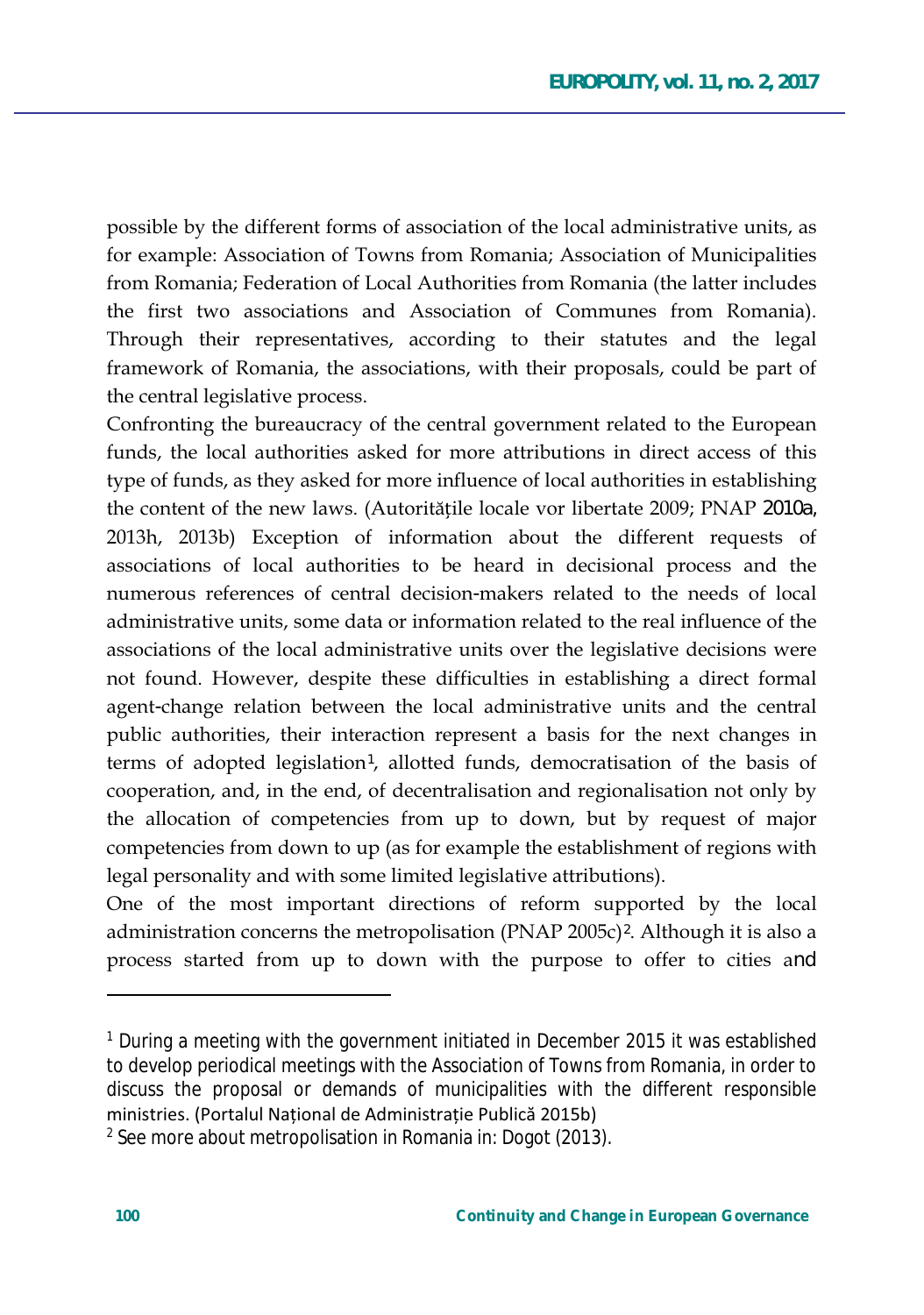possible by the different forms of association of the local administrative units, as for example: Association of Towns from Romania; Association of Municipalities from Romania; Federation of Local Authorities from Romania (the latter includes the first two associations and Association of Communes from Romania). Through their representatives, according to their statutes and the legal framework of Romania, the associations, with their proposals, could be part of the central legislative process.

Confronting the bureaucracy of the central government related to the European funds, the local authorities asked for more attributions in direct access of this type of funds, as they asked for more influence of local authorities in establishing the content of the new laws. (Autoritățile locale vor libertate 2009; PNAP 2010a, 2013h, 2013b) Exception of information about the different requests of associations of local authorities to be heard in decisional process and the numerous references of central decision-makers related to the needs of local administrative units, some data or information related to the real influence of the associations of the local administrative units over the legislative decisions were not found. However, despite these difficulties in establishing a direct formal agent-change relation between the local administrative units and the central public authorities, their interaction represent a basis for the next changes in terms of adopted legislation[1], allotted funds, democratisation of the basis of cooperation, and, in the end, of decentralisation and regionalisation not only by the allocation of competencies from up to down, but by request of major competencies from down to up (as for example the establishment of regions with legal personality and with some limited legislative attributions).

One of the most important directions of reform supported by the local administration concerns the metropolisation (PNAP 2005c)[2]. Although it is also a process started from up to down with the purpose to offer to cities and

---

[1] During a meeting with the government initiated in December 2015 it was established to develop periodical meetings with the Association of Towns from Romania, in order to discuss the proposal or demands of municipalities with the different responsible ministries. (Portalul Național de Administrație Publică 2015b)

[2] See more about metropolisation in Romania in: Dogot (2013).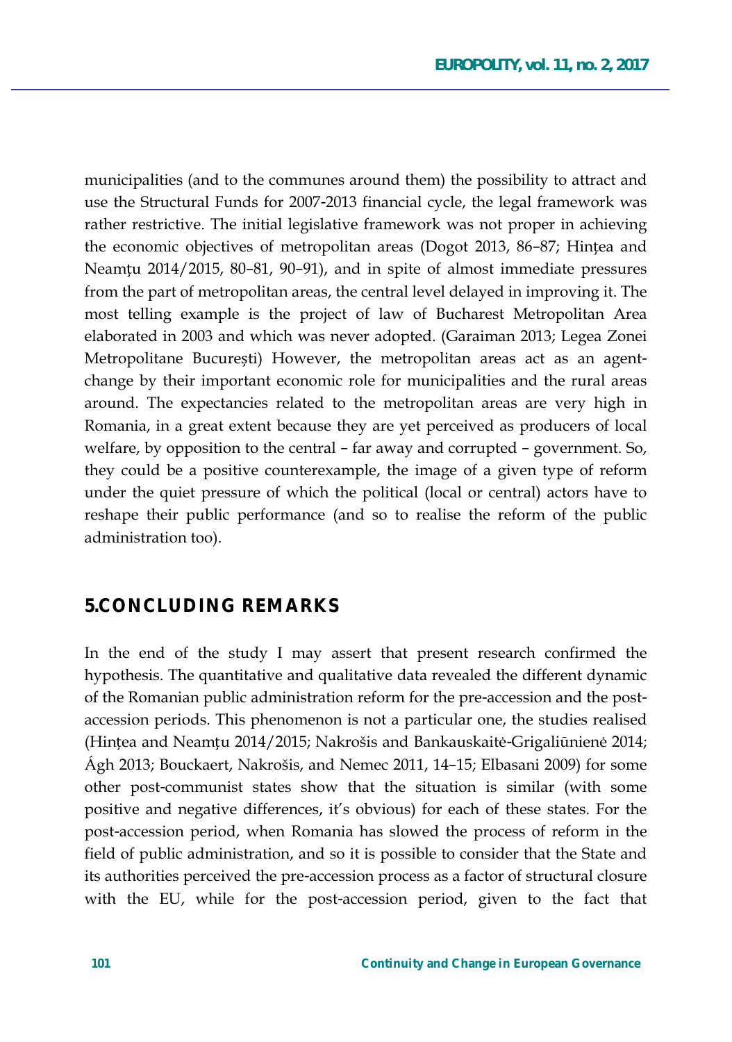municipalities (and to the communes around them) the possibility to attract and use the Structural Funds for 2007-2013 financial cycle, the legal framework was rather restrictive. The initial legislative framework was not proper in achieving the economic objectives of metropolitan areas (Dogot 2013, 86–87; Hințea and Neamțu 2014/2015, 80–81, 90–91), and in spite of almost immediate pressures from the part of metropolitan areas, the central level delayed in improving it. The most telling example is the project of law of Bucharest Metropolitan Area elaborated in 2003 and which was never adopted. (Garaiman 2013; Legea Zonei Metropolitane București) However, the metropolitan areas act as an agent-change by their important economic role for municipalities and the rural areas around. The expectancies related to the metropolitan areas are very high in Romania, in a great extent because they are yet perceived as producers of local welfare, by opposition to the central – far away and corrupted – government. So, they could be a positive counterexample, the image of a given type of reform under the quiet pressure of which the political (local or central) actors have to reshape their public performance (and so to realise the reform of the public administration too).

## 5.CONCLUDING REMARKS

In the end of the study I may assert that present research confirmed the hypothesis. The quantitative and qualitative data revealed the different dynamic of the Romanian public administration reform for the pre-accession and the post-accession periods. This phenomenon is not a particular one, the studies realised (Hințea and Neamțu 2014/2015; Nakrošis and Bankauskaitė-Grigaliūnienė 2014; Ágh 2013; Bouckaert, Nakrošis, and Nemec 2011, 14–15; Elbasani 2009) for some other post-communist states show that the situation is similar (with some positive and negative differences, it's obvious) for each of these states. For the post-accession period, when Romania has slowed the process of reform in the field of public administration, and so it is possible to consider that the State and its authorities perceived the pre-accession process as a factor of structural closure with the EU, while for the post-accession period, given to the fact that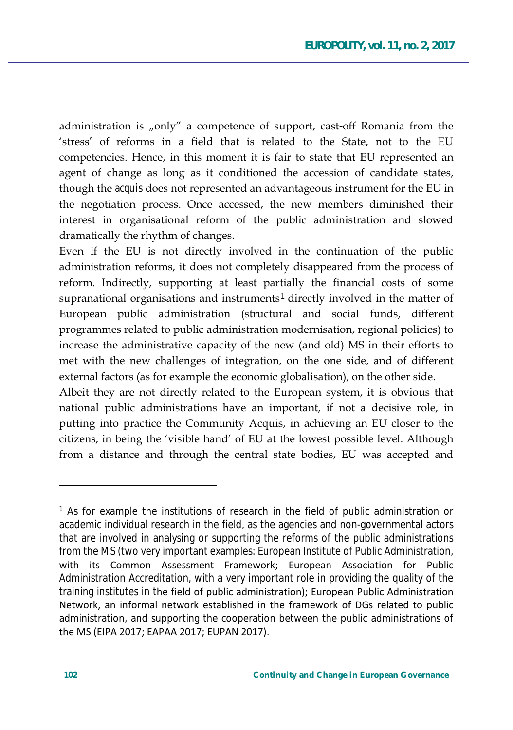administration is „only" a competence of support, cast-off Romania from the 'stress' of reforms in a field that is related to the State, not to the EU competencies. Hence, in this moment it is fair to state that EU represented an agent of change as long as it conditioned the accession of candidate states, though the *acquis* does not represented an advantageous instrument for the EU in the negotiation process. Once accessed, the new members diminished their interest in organisational reform of the public administration and slowed dramatically the rhythm of changes.

Even if the EU is not directly involved in the continuation of the public administration reforms, it does not completely disappeared from the process of reform. Indirectly, supporting at least partially the financial costs of some supranational organisations and instruments[1] directly involved in the matter of European public administration (structural and social funds, different programmes related to public administration modernisation, regional policies) to increase the administrative capacity of the new (and old) MS in their efforts to met with the new challenges of integration, on the one side, and of different external factors (as for example the economic globalisation), on the other side.

Albeit they are not directly related to the European system, it is obvious that national public administrations have an important, if not a decisive role, in putting into practice the Community Acquis, in achieving an EU closer to the citizens, in being the 'visible hand' of EU at the lowest possible level. Although from a distance and through the central state bodies, EU was accepted and

---

[1] As for example the institutions of research in the field of public administration or academic individual research in the field, as the agencies and non-governmental actors that are involved in analysing or supporting the reforms of the public administrations from the MS (two very important examples: European Institute of Public Administration, with its Common Assessment Framework; European Association for Public Administration Accreditation, with a very important role in providing the quality of the training institutes in the field of public administration); European Public Administration Network, an informal network established in the framework of DGs related to public administration, and supporting the cooperation between the public administrations of the MS (EIPA 2017; EAPAA 2017; EUPAN 2017).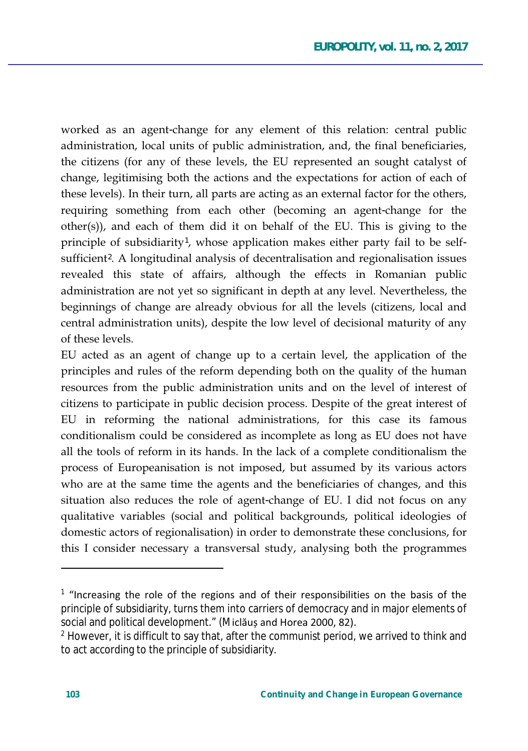worked as an agent-change for any element of this relation: central public administration, local units of public administration, and, the final beneficiaries, the citizens (for any of these levels, the EU represented an sought catalyst of change, legitimising both the actions and the expectations for action of each of these levels). In their turn, all parts are acting as an external factor for the others, requiring something from each other (becoming an agent-change for the other(s)), and each of them did it on behalf of the EU. This is giving to the principle of subsidiarity[1], whose application makes either party fail to be self-sufficient[2]. A longitudinal analysis of decentralisation and regionalisation issues revealed this state of affairs, although the effects in Romanian public administration are not yet so significant in depth at any level. Nevertheless, the beginnings of change are already obvious for all the levels (citizens, local and central administration units), despite the low level of decisional maturity of any of these levels.

EU acted as an agent of change up to a certain level, the application of the principles and rules of the reform depending both on the quality of the human resources from the public administration units and on the level of interest of citizens to participate in public decision process. Despite of the great interest of EU in reforming the national administrations, for this case its famous conditionalism could be considered as incomplete as long as EU does not have all the tools of reform in its hands. In the lack of a complete conditionalism the process of Europeanisation is not imposed, but assumed by its various actors who are at the same time the agents and the beneficiaries of changes, and this situation also reduces the role of agent-change of EU. I did not focus on any qualitative variables (social and political backgrounds, political ideologies of domestic actors of regionalisation) in order to demonstrate these conclusions, for this I consider necessary a transversal study, analysing both the programmes

---

[1] "Increasing the role of the regions and of their responsibilities on the basis of the principle of subsidiarity, turns them into carriers of democracy and in major elements of social and political development." (Miclăuș and Horea 2000, 82).

[2] However, it is difficult to say that, after the communist period, we arrived to think and to act according to the principle of subsidiarity.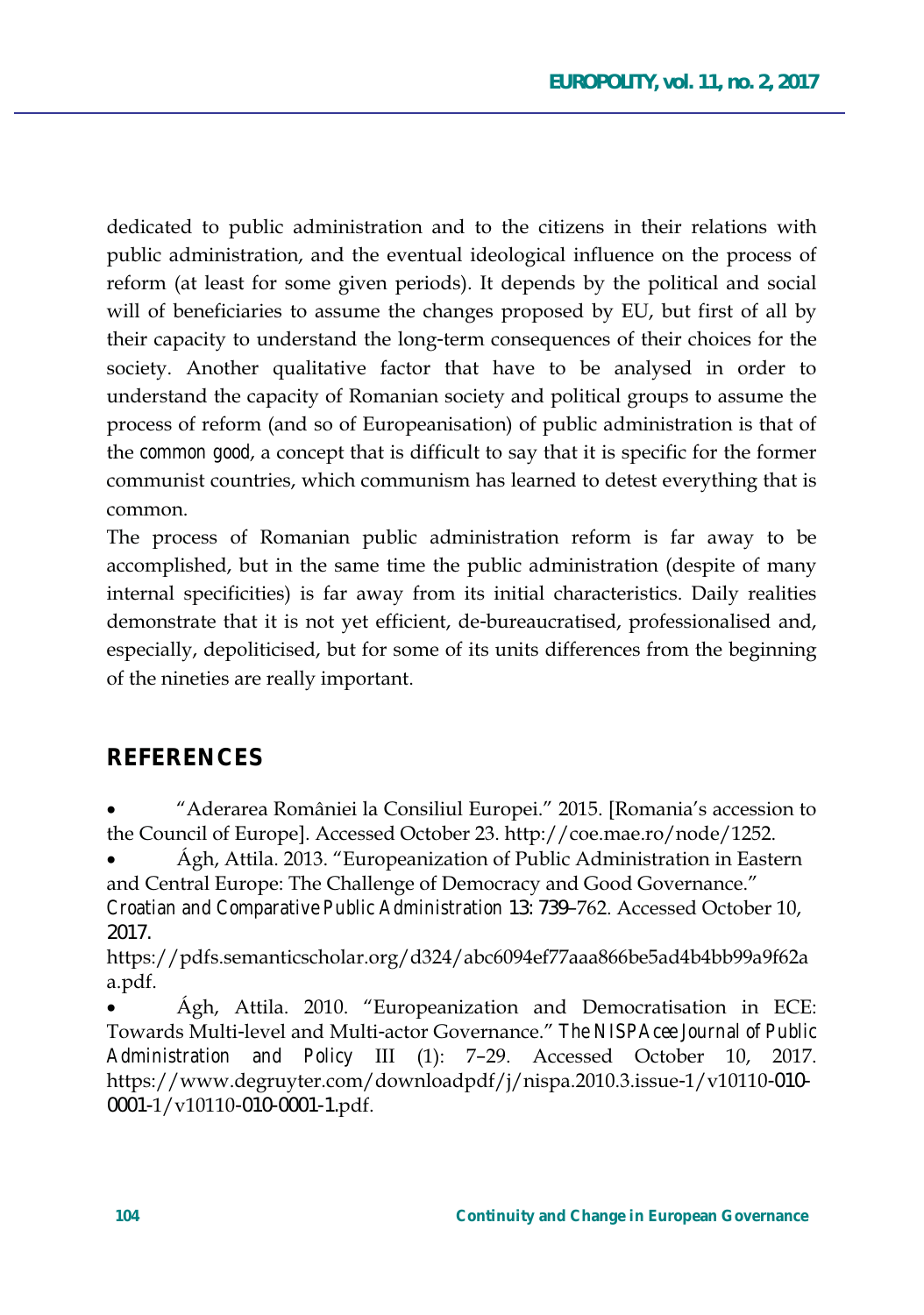dedicated to public administration and to the citizens in their relations with public administration, and the eventual ideological influence on the process of reform (at least for some given periods). It depends by the political and social will of beneficiaries to assume the changes proposed by EU, but first of all by their capacity to understand the long-term consequences of their choices for the society. Another qualitative factor that have to be analysed in order to understand the capacity of Romanian society and political groups to assume the process of reform (and so of Europeanisation) of public administration is that of the *common good*, a concept that is difficult to say that it is specific for the former communist countries, which communism has learned to detest everything that is common.

The process of Romanian public administration reform is far away to be accomplished, but in the same time the public administration (despite of many internal specificities) is far away from its initial characteristics. Daily realities demonstrate that it is not yet efficient, de-bureaucratised, professionalised and, especially, depoliticised, but for some of its units differences from the beginning of the nineties are really important.

## REFERENCES

- "Aderarea României la Consiliul Europei." 2015. [Romania's accession to the Council of Europe]. Accessed October 23. http://coe.mae.ro/node/1252.
- Ágh, Attila. 2013. "Europeanization of Public Administration in Eastern and Central Europe: The Challenge of Democracy and Good Governance." *Croatian and Comparative Public Administration* 13: 739–762. Accessed October 10, 2017. https://pdfs.semanticscholar.org/d324/abc6094ef77aaa866be5ad4b4bb99a9f62aa.pdf.
- Ágh, Attila. 2010. "Europeanization and Democratisation in ECE: Towards Multi-level and Multi-actor Governance." *The NISPAcee Journal of Public Administration and Policy* III (1): 7–29. Accessed October 10, 2017. https://www.degruyter.com/downloadpdf/j/nispa.2010.3.issue-1/v10110-010-0001-1/v10110-010-0001-1.pdf.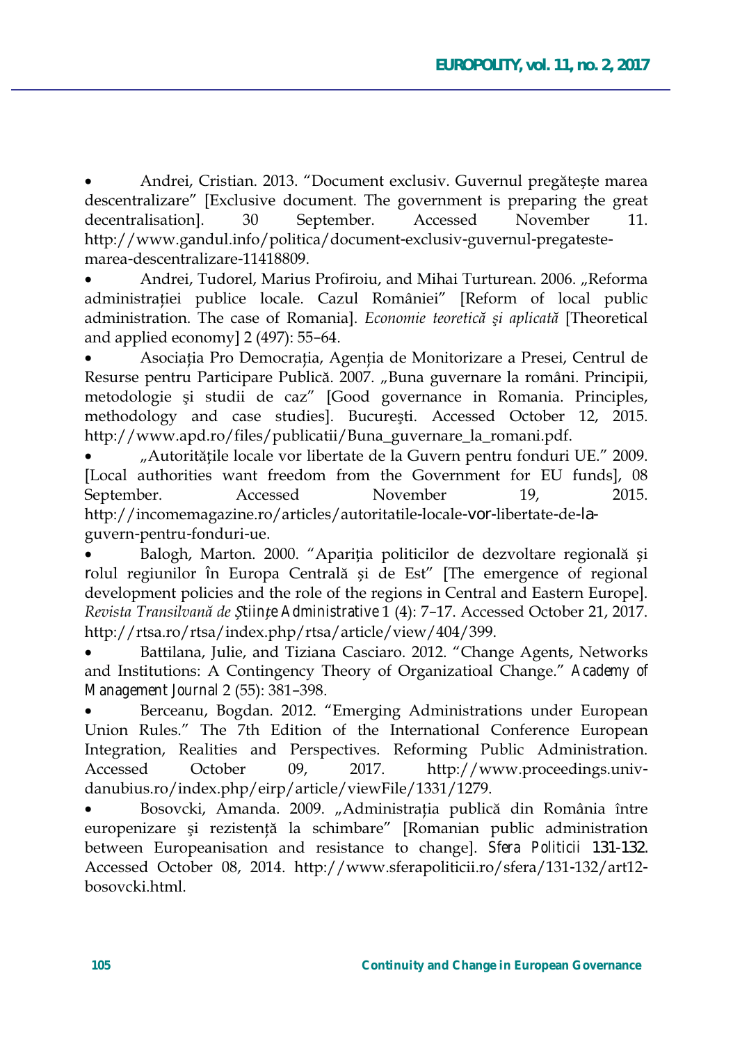- Andrei, Cristian. 2013. "Document exclusiv. Guvernul pregătește marea descentralizare" [Exclusive document. The government is preparing the great decentralisation]. 30 September. Accessed November 11. http://www.gandul.info/politica/document-exclusiv-guvernul-pregateste-marea-descentralizare-11418809.
- Andrei, Tudorel, Marius Profiroiu, and Mihai Turturean. 2006. „Reforma administrației publice locale. Cazul României" [Reform of local public administration. The case of Romania]. *Economie teoretică şi aplicată* [Theoretical and applied economy] 2 (497): 55–64.
- Asociația Pro Democrația, Agenția de Monitorizare a Presei, Centrul de Resurse pentru Participare Publică. 2007. „Buna guvernare la români. Principii, metodologie şi studii de caz" [Good governance in Romania. Principles, methodology and case studies]. Bucureşti. Accessed October 12, 2015. http://www.apd.ro/files/publicatii/Buna_guvernare_la_romani.pdf.
- „Autoritățile locale vor libertate de la Guvern pentru fonduri UE." 2009. [Local authorities want freedom from the Government for EU funds], 08 September. Accessed November 19, 2015. http://incomemagazine.ro/articles/autoritatile-locale-vor-libertate-de-la-guvern-pentru-fonduri-ue.
- Balogh, Marton. 2000. "Apariția politicilor de dezvoltare regională și rolul regiunilor în Europa Centrală și de Est" [The emergence of regional development policies and the role of the regions in Central and Eastern Europe]. *Revista Transilvană de Științe Administrative* 1 (4): 7–17. Accessed October 21, 2017. http://rtsa.ro/rtsa/index.php/rtsa/article/view/404/399.
- Battilana, Julie, and Tiziana Casciaro. 2012. "Change Agents, Networks and Institutions: A Contingency Theory of Organizatioal Change." *Academy of Management Journal* 2 (55): 381–398.
- Berceanu, Bogdan. 2012. "Emerging Administrations under European Union Rules." The 7th Edition of the International Conference European Integration, Realities and Perspectives. Reforming Public Administration. Accessed October 09, 2017. http://www.proceedings.univ-danubius.ro/index.php/eirp/article/viewFile/1331/1279.
- Bosovcki, Amanda. 2009. „Administrația publică din România între europenizare și rezistență la schimbare" [Romanian public administration between Europeanisation and resistance to change]. *Sfera Politicii* 131-132. Accessed October 08, 2014. http://www.sferapoliticii.ro/sfera/131-132/art12-bosovcki.html.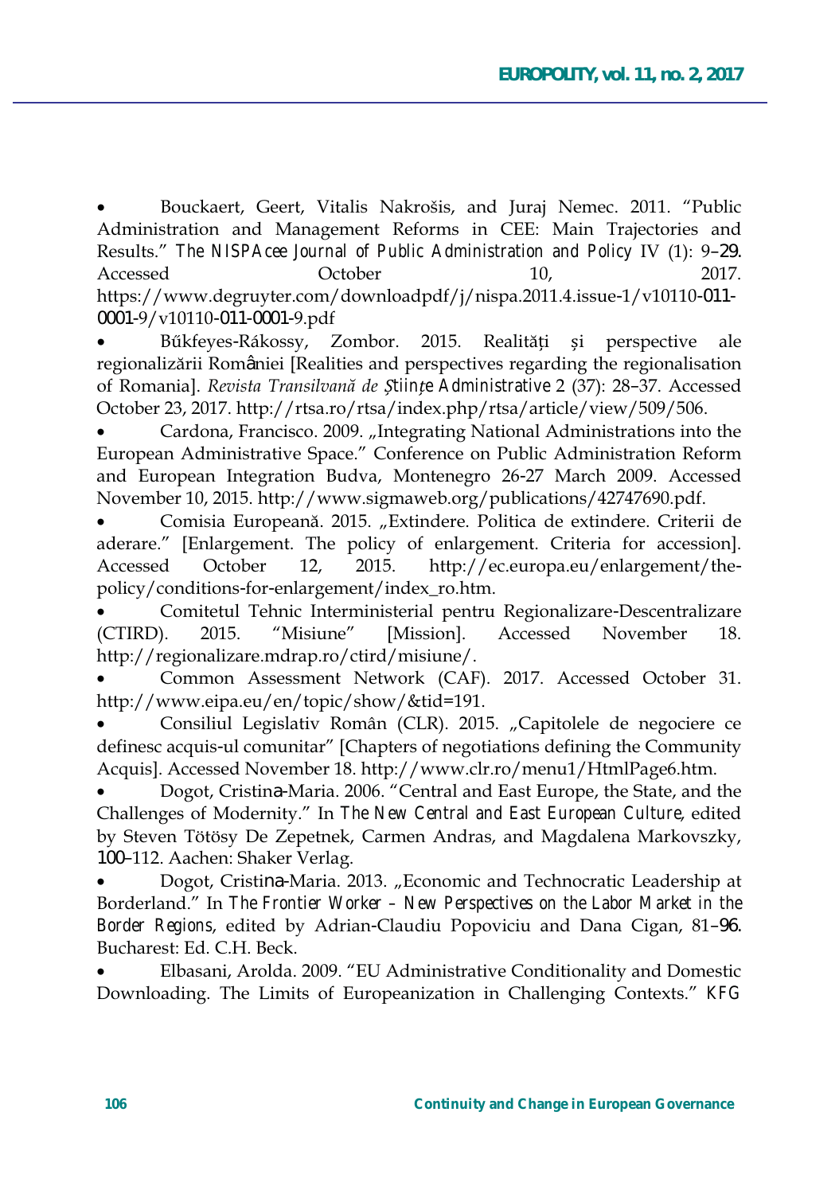- Bouckaert, Geert, Vitalis Nakrošis, and Juraj Nemec. 2011. "Public Administration and Management Reforms in CEE: Main Trajectories and Results." *The NISPAcee Journal of Public Administration and Policy* IV (1): 9–29. Accessed October 10, 2017. https://www.degruyter.com/downloadpdf/j/nispa.2011.4.issue-1/v10110-011-0001-9/v10110-011-0001-9.pdf
- Bűkfeyes-Rákossy, Zombor. 2015. Realități și perspective ale regionalizării României [Realities and perspectives regarding the regionalisation of Romania]. *Revista Transilvană de Științe Administrative* 2 (37): 28–37. Accessed October 23, 2017. http://rtsa.ro/rtsa/index.php/rtsa/article/view/509/506.
- Cardona, Francisco. 2009. „Integrating National Administrations into the European Administrative Space." Conference on Public Administration Reform and European Integration Budva, Montenegro 26-27 March 2009. Accessed November 10, 2015. http://www.sigmaweb.org/publications/42747690.pdf.
- Comisia Europeană. 2015. „Extindere. Politica de extindere. Criterii de aderare." [Enlargement. The policy of enlargement. Criteria for accession]. Accessed October 12, 2015. http://ec.europa.eu/enlargement/the-policy/conditions-for-enlargement/index_ro.htm.
- Comitetul Tehnic Interministerial pentru Regionalizare-Descentralizare (CTIRD). 2015. "Misiune" [Mission]. Accessed November 18. http://regionalizare.mdrap.ro/ctird/misiune/.
- Common Assessment Network (CAF). 2017. Accessed October 31. http://www.eipa.eu/en/topic/show/&tid=191.
- Consiliul Legislativ Român (CLR). 2015. „Capitolele de negociere ce definesc acquis-ul comunitar" [Chapters of negotiations defining the Community Acquis]. Accessed November 18. http://www.clr.ro/menu1/HtmlPage6.htm.
- Dogot, Cristina-Maria. 2006. "Central and East Europe, the State, and the Challenges of Modernity." In *The New Central and East European Culture*, edited by Steven Tötösy De Zepetnek, Carmen Andras, and Magdalena Markovszky, 100–112. Aachen: Shaker Verlag.
- Dogot, Cristina-Maria. 2013. „Economic and Technocratic Leadership at Borderland." In *The Frontier Worker – New Perspectives on the Labor Market in the Border Regions*, edited by Adrian-Claudiu Popoviciu and Dana Cigan, 81–96. Bucharest: Ed. C.H. Beck.
- Elbasani, Arolda. 2009. "EU Administrative Conditionality and Domestic Downloading. The Limits of Europeanization in Challenging Contexts." *KFG*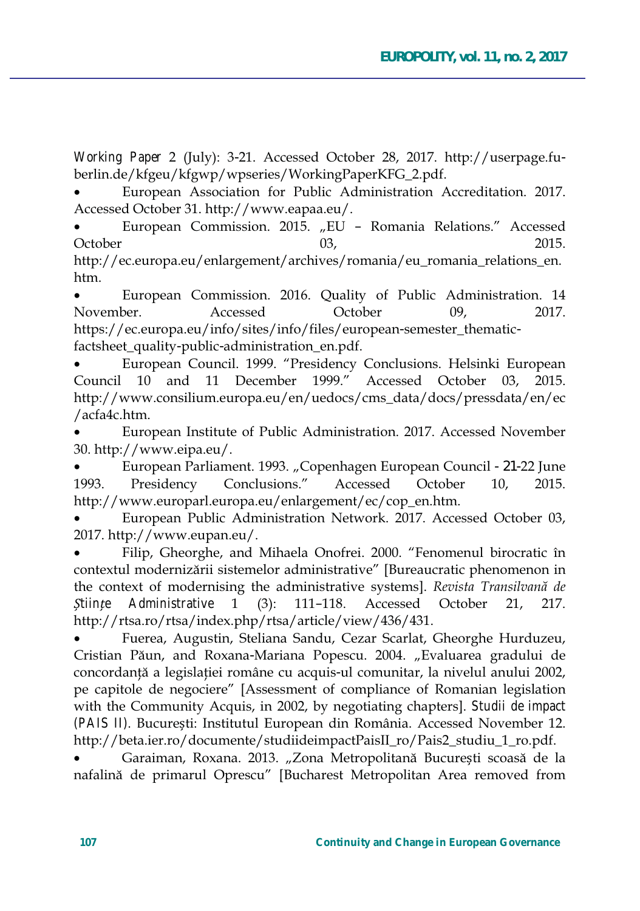*Working Paper* 2 (July): 3-21. Accessed October 28, 2017. http://userpage.fu-berlin.de/kfgeu/kfgwp/wpseries/WorkingPaperKFG_2.pdf.

- European Association for Public Administration Accreditation. 2017. Accessed October 31. http://www.eapaa.eu/.
- European Commission. 2015. „EU – Romania Relations." Accessed October 03, 2015. http://ec.europa.eu/enlargement/archives/romania/eu_romania_relations_en.htm.
- European Commission. 2016. Quality of Public Administration. 14 November. Accessed October 09, 2017. https://ec.europa.eu/info/sites/info/files/european-semester_thematic-factsheet_quality-public-administration_en.pdf.
- European Council. 1999. "Presidency Conclusions. Helsinki European Council 10 and 11 December 1999." Accessed October 03, 2015. http://www.consilium.europa.eu/en/uedocs/cms_data/docs/pressdata/en/ec/acfa4c.htm.
- European Institute of Public Administration. 2017. Accessed November 30. http://www.eipa.eu/.
- European Parliament. 1993. „Copenhagen European Council - 21-22 June 1993. Presidency Conclusions." Accessed October 10, 2015. http://www.europarl.europa.eu/enlargement/ec/cop_en.htm.
- European Public Administration Network. 2017. Accessed October 03, 2017. http://www.eupan.eu/.
- Filip, Gheorghe, and Mihaela Onofrei. 2000. "Fenomenul birocratic în contextul modernizării sistemelor administrative" [Bureaucratic phenomenon in the context of modernising the administrative systems]. *Revista Transilvană de Științe Administrative* 1 (3): 111–118. Accessed October 21, 217. http://rtsa.ro/rtsa/index.php/rtsa/article/view/436/431.
- Fuerea, Augustin, Steliana Sandu, Cezar Scarlat, Gheorghe Hurduzeu, Cristian Păun, and Roxana-Mariana Popescu. 2004. „Evaluarea gradului de concordanță a legislației române cu acquis-ul comunitar, la nivelul anului 2002, pe capitole de negociere" [Assessment of compliance of Romanian legislation with the Community Acquis, in 2002, by negotiating chapters]. *Studii de impact (PAIS II)*. București: Institutul European din România. Accessed November 12. http://beta.ier.ro/documente/studiideimpactPaisII_ro/Pais2_studiu_1_ro.pdf.
- Garaiman, Roxana. 2013. „Zona Metropolitană București scoasă de la nafalină de primarul Oprescu" [Bucharest Metropolitan Area removed from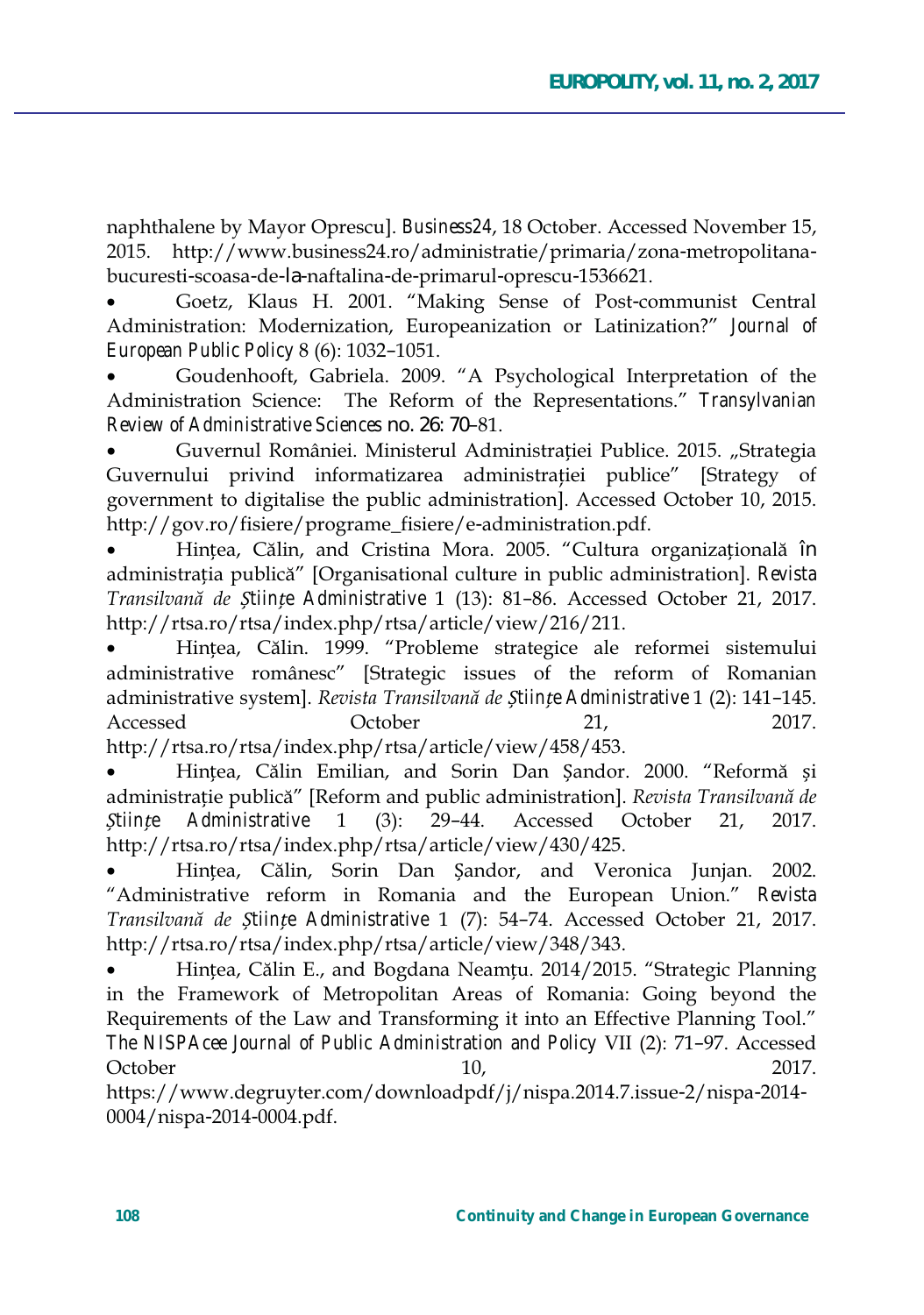naphthalene by Mayor Oprescu]. *Business24*, 18 October. Accessed November 15, 2015. http://www.business24.ro/administratie/primaria/zona-metropolitana-bucuresti-scoasa-de-la-naftalina-de-primarul-oprescu-1536621.

- Goetz, Klaus H. 2001. "Making Sense of Post-communist Central Administration: Modernization, Europeanization or Latinization?" *Journal of European Public Policy* 8 (6): 1032–1051.
- Goudenhooft, Gabriela. 2009. "A Psychological Interpretation of the Administration Science: The Reform of the Representations." *Transylvanian Review of Administrative Sciences* no. 26: 70–81.
- Guvernul României. Ministerul Administrației Publice. 2015. „Strategia Guvernului privind informatizarea administrației publice" [Strategy of government to digitalise the public administration]. Accessed October 10, 2015. http://gov.ro/fisiere/programe_fisiere/e-administration.pdf.
- Hințea, Călin, and Cristina Mora. 2005. "Cultura organizațională în administrația publică" [Organisational culture in public administration]. *Revista Transilvană de Științe Administrative* 1 (13): 81–86. Accessed October 21, 2017. http://rtsa.ro/rtsa/index.php/rtsa/article/view/216/211.
- Hințea, Călin. 1999. "Probleme strategice ale reformei sistemului administrative românesc" [Strategic issues of the reform of Romanian administrative system]. *Revista Transilvană de Științe Administrative* 1 (2): 141–145. Accessed October 21, 2017. http://rtsa.ro/rtsa/index.php/rtsa/article/view/458/453.
- Hințea, Călin Emilian, and Sorin Dan Șandor. 2000. "Reformă și administrație publică" [Reform and public administration]. *Revista Transilvană de Științe Administrative* 1 (3): 29–44. Accessed October 21, 2017. http://rtsa.ro/rtsa/index.php/rtsa/article/view/430/425.
- Hințea, Călin, Sorin Dan Șandor, and Veronica Junjan. 2002. "Administrative reform in Romania and the European Union." *Revista Transilvană de Științe Administrative* 1 (7): 54–74. Accessed October 21, 2017. http://rtsa.ro/rtsa/index.php/rtsa/article/view/348/343.
- Hințea, Călin E., and Bogdana Neamțu. 2014/2015. "Strategic Planning in the Framework of Metropolitan Areas of Romania: Going beyond the Requirements of the Law and Transforming it into an Effective Planning Tool." *The NISPAcee Journal of Public Administration and Policy* VII (2): 71–97. Accessed October 10, 2017. https://www.degruyter.com/downloadpdf/j/nispa.2014.7.issue-2/nispa-2014-0004/nispa-2014-0004.pdf.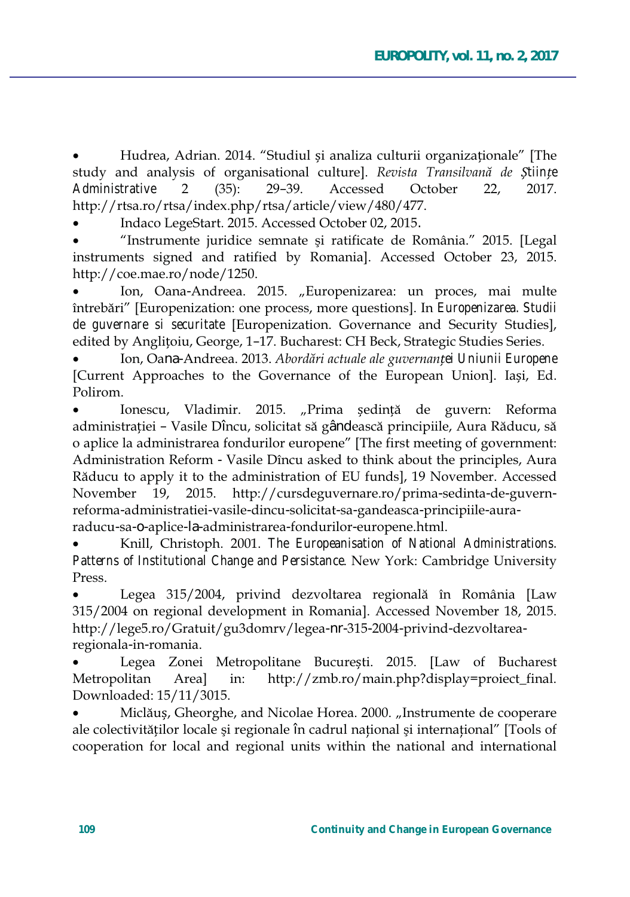- Hudrea, Adrian. 2014. "Studiul şi analiza culturii organizaționale" [The study and analysis of organisational culture]. *Revista Transilvană de Științe Administrative* 2 (35): 29–39. Accessed October 22, 2017. http://rtsa.ro/rtsa/index.php/rtsa/article/view/480/477.
- Indaco LegeStart. 2015. Accessed October 02, 2015.
- "Instrumente juridice semnate şi ratificate de România." 2015. [Legal instruments signed and ratified by Romania]. Accessed October 23, 2015. http://coe.mae.ro/node/1250.
- Ion, Oana-Andreea. 2015. „Europenizarea: un proces, mai multe întrebări" [Europenization: one process, more questions]. In *Europenizarea. Studii de guvernare si securitate* [Europenization. Governance and Security Studies], edited by Anglițoiu, George, 1–17. Bucharest: CH Beck, Strategic Studies Series.
- Ion, Oana-Andreea. 2013. *Abordări actuale ale guvernanței Uniunii Europene* [Current Approaches to the Governance of the European Union]. Iași, Ed. Polirom.
- Ionescu, Vladimir. 2015. „Prima ședință de guvern: Reforma administrației – Vasile Dîncu, solicitat să gândească principiile, Aura Răducu, să o aplice la administrarea fondurilor europene" [The first meeting of government: Administration Reform - Vasile Dîncu asked to think about the principles, Aura Răducu to apply it to the administration of EU funds], 19 November. Accessed November 19, 2015. http://cursdeguvernare.ro/prima-sedinta-de-guvern-reforma-administratiei-vasile-dincu-solicitat-sa-gandeasca-principiile-aura-raducu-sa-o-aplice-la-administrarea-fondurilor-europene.html.
- Knill, Christoph. 2001. *The Europeanisation of National Administrations. Patterns of Institutional Change and Persistance*. New York: Cambridge University Press.
- Legea 315/2004, privind dezvoltarea regională în România [Law 315/2004 on regional development in Romania]. Accessed November 18, 2015. http://lege5.ro/Gratuit/gu3domrv/legea-nr-315-2004-privind-dezvoltarea-regionala-in-romania.
- Legea Zonei Metropolitane București. 2015. [Law of Bucharest Metropolitan Area] in: http://zmb.ro/main.php?display=proiect_final. Downloaded: 15/11/3015.
- Miclăuș, Gheorghe, and Nicolae Horea. 2000. „Instrumente de cooperare ale colectivităților locale şi regionale în cadrul național şi internațional" [Tools of cooperation for local and regional units within the national and international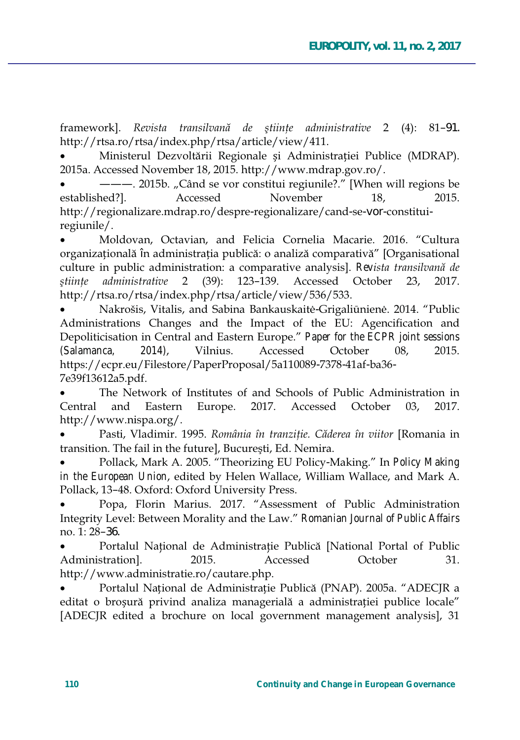framework]. *Revista transilvană de științe administrative* 2 (4): 81–91. http://rtsa.ro/rtsa/index.php/rtsa/article/view/411.

- Ministerul Dezvoltării Regionale și Administrației Publice (MDRAP). 2015a. Accessed November 18, 2015. http://www.mdrap.gov.ro/.
- ———. 2015b. „Când se vor constitui regiunile?." [When will regions be established?]. Accessed November 18, 2015. http://regionalizare.mdrap.ro/despre-regionalizare/cand-se-vor-constitui-regiunile/.
- Moldovan, Octavian, and Felicia Cornelia Macarie. 2016. "Cultura organizațională în administrația publică: o analiză comparativă" [Organisational culture in public administration: a comparative analysis]. *Revista transilvană de științe administrative* 2 (39): 123–139. Accessed October 23, 2017. http://rtsa.ro/rtsa/index.php/rtsa/article/view/536/533.
- Nakrošis, Vitalis, and Sabina Bankauskaitė-Grigaliūnienė. 2014. "Public Administrations Changes and the Impact of the EU: Agencification and Depoliticisation in Central and Eastern Europe." *Paper for the ECPR joint sessions (Salamanca, 2014)*, Vilnius. Accessed October 08, 2015. https://ecpr.eu/Filestore/PaperProposal/5a110089-7378-41af-ba36-7e39f13612a5.pdf.
- The Network of Institutes of and Schools of Public Administration in Central and Eastern Europe. 2017. Accessed October 03, 2017. http://www.nispa.org/.
- Pasti, Vladimir. 1995. *România în tranziție. Căderea în viitor* [Romania in transition. The fail in the future], București, Ed. Nemira.
- Pollack, Mark A. 2005. "Theorizing EU Policy-Making." In *Policy Making in the European Union*, edited by Helen Wallace, William Wallace, and Mark A. Pollack, 13–48. Oxford: Oxford University Press.
- Popa, Florin Marius. 2017. "Assessment of Public Administration Integrity Level: Between Morality and the Law." *Romanian Journal of Public Affairs* no. 1: 28–36.
- Portalul Național de Administrație Publică [National Portal of Public Administration]. 2015. Accessed October 31. http://www.administratie.ro/cautare.php.
- Portalul Național de Administrație Publică (PNAP). 2005a. "ADECJR a editat o broșură privind analiza managerială a administrației publice locale" [ADECJR edited a brochure on local government management analysis], 31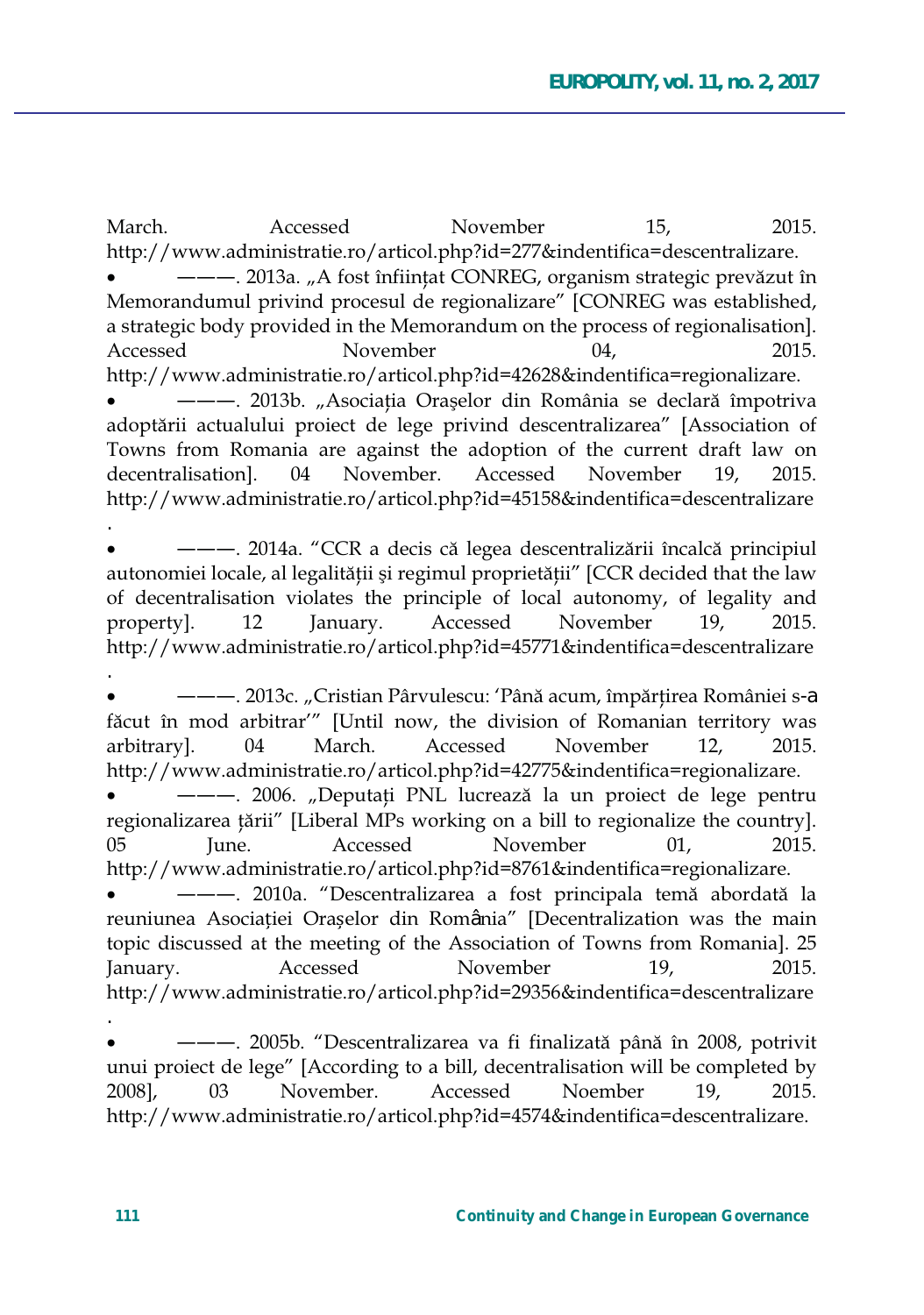March. Accessed November 15, 2015. http://www.administratie.ro/articol.php?id=277&indentifica=descentralizare.

- ———. 2013a. „A fost înființat CONREG, organism strategic prevăzut în Memorandumul privind procesul de regionalizare" [CONREG was established, a strategic body provided in the Memorandum on the process of regionalisation]. Accessed November 04, 2015. http://www.administratie.ro/articol.php?id=42628&indentifica=regionalizare.
- ———. 2013b. „Asociația Orașelor din România se declară împotriva adoptării actualului proiect de lege privind descentralizarea" [Association of Towns from Romania are against the adoption of the current draft law on decentralisation]. 04 November. Accessed November 19, 2015. http://www.administratie.ro/articol.php?id=45158&indentifica=descentralizare.
- ———. 2014a. "CCR a decis că legea descentralizării încalcă principiul autonomiei locale, al legalității și regimul proprietății" [CCR decided that the law of decentralisation violates the principle of local autonomy, of legality and property]. 12 January. Accessed November 19, 2015. http://www.administratie.ro/articol.php?id=45771&indentifica=descentralizare.
- ———. 2013c. „Cristian Pârvulescu: 'Până acum, împărțirea României s-a făcut în mod arbitrar'" [Until now, the division of Romanian territory was arbitrary]. 04 March. Accessed November 12, 2015. http://www.administratie.ro/articol.php?id=42775&indentifica=regionalizare.
- ———. 2006. „Deputați PNL lucrează la un proiect de lege pentru regionalizarea țării" [Liberal MPs working on a bill to regionalize the country]. 05 June. Accessed November 01, 2015. http://www.administratie.ro/articol.php?id=8761&indentifica=regionalizare.
- ———. 2010a. "Descentralizarea a fost principala temă abordată la reuniunea Asociației Orașelor din România" [Decentralization was the main topic discussed at the meeting of the Association of Towns from Romania]. 25 January. Accessed November 19, 2015. http://www.administratie.ro/articol.php?id=29356&indentifica=descentralizare.
- ———. 2005b. "Descentralizarea va fi finalizată până în 2008, potrivit unui proiect de lege" [According to a bill, decentralisation will be completed by 2008], 03 November. Accessed Noember 19, 2015. http://www.administratie.ro/articol.php?id=4574&indentifica=descentralizare.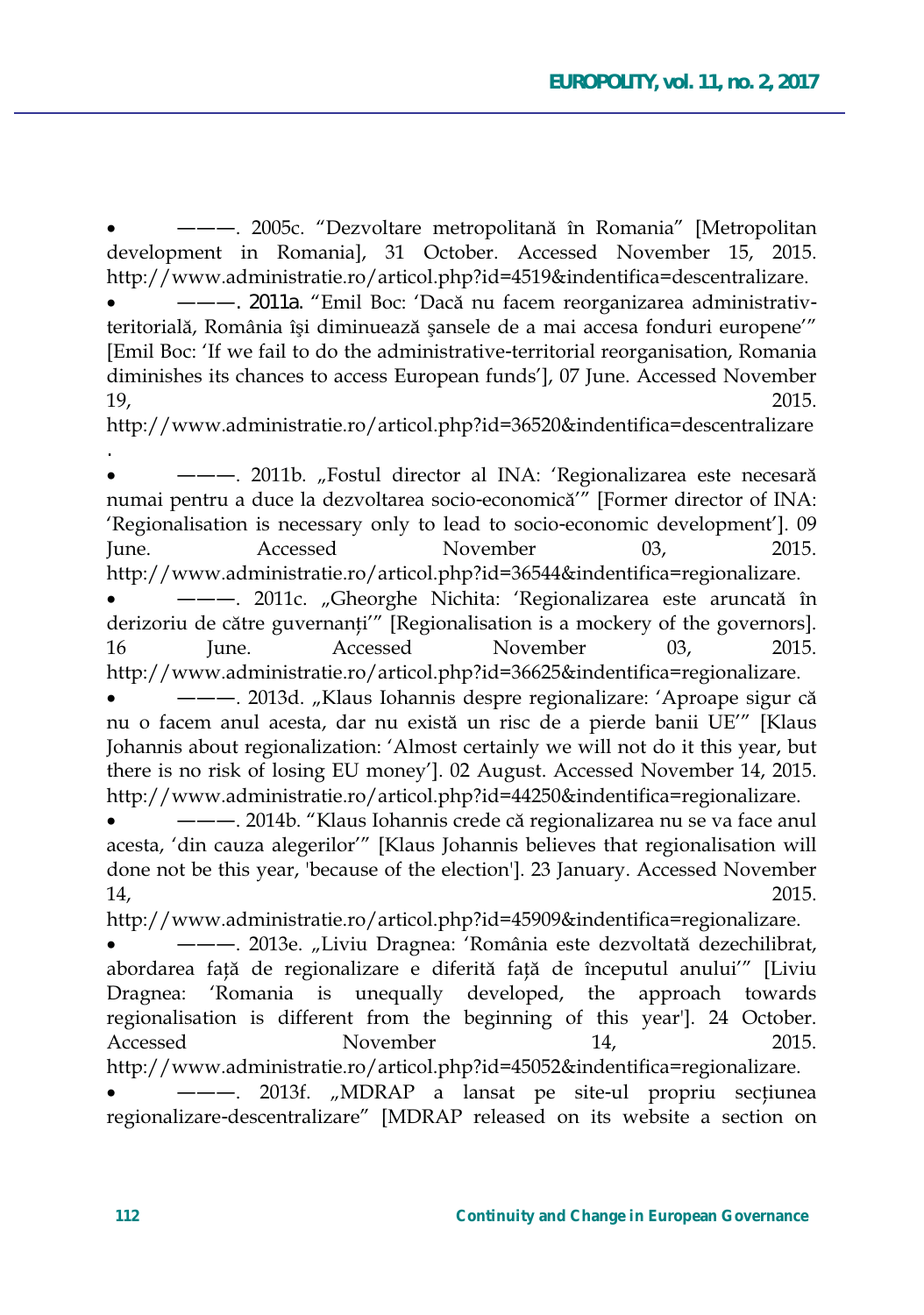- ———. 2005c. "Dezvoltare metropolitană în Romania" [Metropolitan development in Romania], 31 October. Accessed November 15, 2015. http://www.administratie.ro/articol.php?id=4519&indentifica=descentralizare.
- ———. 2011a. "Emil Boc: 'Dacă nu facem reorganizarea administrativ-teritorială, România îşi diminuează şansele de a mai accesa fonduri europene'" [Emil Boc: 'If we fail to do the administrative-territorial reorganisation, Romania diminishes its chances to access European funds'], 07 June. Accessed November 19, 2015. http://www.administratie.ro/articol.php?id=36520&indentifica=descentralizare.
- ———. 2011b. „Fostul director al INA: 'Regionalizarea este necesară numai pentru a duce la dezvoltarea socio-economică'" [Former director of INA: 'Regionalisation is necessary only to lead to socio-economic development']. 09 June. Accessed November 03, 2015. http://www.administratie.ro/articol.php?id=36544&indentifica=regionalizare.
- ———. 2011c. „Gheorghe Nichita: 'Regionalizarea este aruncată în derizoriu de către guvernanţi'" [Regionalisation is a mockery of the governors]. 16 June. Accessed November 03, 2015. http://www.administratie.ro/articol.php?id=36625&indentifica=regionalizare.
- ———. 2013d. „Klaus Iohannis despre regionalizare: 'Aproape sigur că nu o facem anul acesta, dar nu există un risc de a pierde banii UE'" [Klaus Johannis about regionalization: 'Almost certainly we will not do it this year, but there is no risk of losing EU money']. 02 August. Accessed November 14, 2015. http://www.administratie.ro/articol.php?id=44250&indentifica=regionalizare.
- ———. 2014b. "Klaus Iohannis crede că regionalizarea nu se va face anul acesta, 'din cauza alegerilor'" [Klaus Johannis believes that regionalisation will done not be this year, 'because of the election']. 23 January. Accessed November 14, 2015. http://www.administratie.ro/articol.php?id=45909&indentifica=regionalizare.
- ———. 2013e. „Liviu Dragnea: 'România este dezvoltată dezechilibrat, abordarea faţă de regionalizare e diferită faţă de începutul anului'" [Liviu Dragnea: 'Romania is unequally developed, the approach towards regionalisation is different from the beginning of this year']. 24 October. Accessed November 14, 2015. http://www.administratie.ro/articol.php?id=45052&indentifica=regionalizare.
- ———. 2013f. „MDRAP a lansat pe site-ul propriu secţiunea regionalizare-descentralizare" [MDRAP released on its website a section on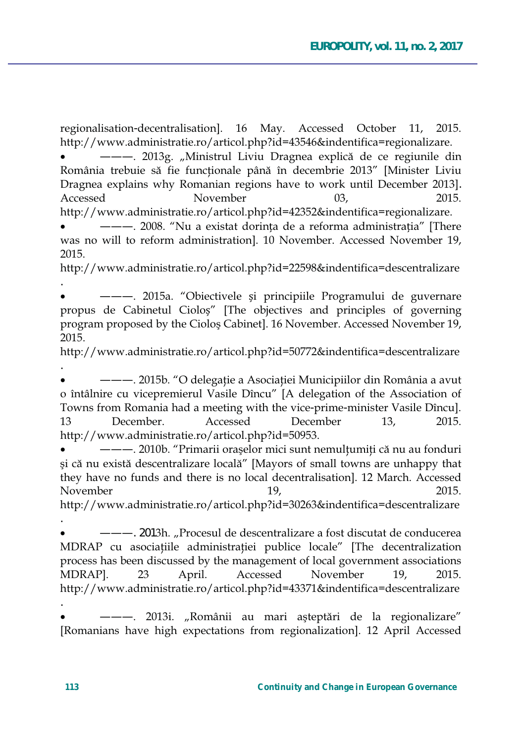regionalisation-decentralisation]. 16 May. Accessed October 11, 2015. http://www.administratie.ro/articol.php?id=43546&indentifica=regionalizare.

- ———. 2013g. „Ministrul Liviu Dragnea explică de ce regiunile din România trebuie să fie funcționale până în decembrie 2013" [Minister Liviu Dragnea explains why Romanian regions have to work until December 2013]. Accessed November 03, 2015. http://www.administratie.ro/articol.php?id=42352&indentifica=regionalizare.
- ———. 2008. "Nu a existat dorința de a reforma administrația" [There was no will to reform administration]. 10 November. Accessed November 19, 2015. http://www.administratie.ro/articol.php?id=22598&indentifica=descentralizare.
- ———. 2015a. "Obiectivele și principiile Programului de guvernare propus de Cabinetul Cioloș" [The objectives and principles of governing program proposed by the Cioloş Cabinet]. 16 November. Accessed November 19, 2015. http://www.administratie.ro/articol.php?id=50772&indentifica=descentralizare.
- ———. 2015b. "O delegație a Asociației Municipiilor din România a avut o întâlnire cu vicepremierul Vasile Dîncu" [A delegation of the Association of Towns from Romania had a meeting with the vice-prime-minister Vasile Dîncu]. 13 December. Accessed December 13, 2015. http://www.administratie.ro/articol.php?id=50953.
- ———. 2010b. "Primarii orașelor mici sunt nemulțumiți că nu au fonduri și că nu există descentralizare locală" [Mayors of small towns are unhappy that they have no funds and there is no local decentralisation]. 12 March. Accessed November 19, 2015. http://www.administratie.ro/articol.php?id=30263&indentifica=descentralizare.
- ———. 2013h. „Procesul de descentralizare a fost discutat de conducerea MDRAP cu asociațiile administrației publice locale" [The decentralization process has been discussed by the management of local government associations MDRAP]. 23 April. Accessed November 19, 2015. http://www.administratie.ro/articol.php?id=43371&indentifica=descentralizare.
- ———. 2013i. „Românii au mari așteptări de la regionalizare" [Romanians have high expectations from regionalization]. 12 April Accessed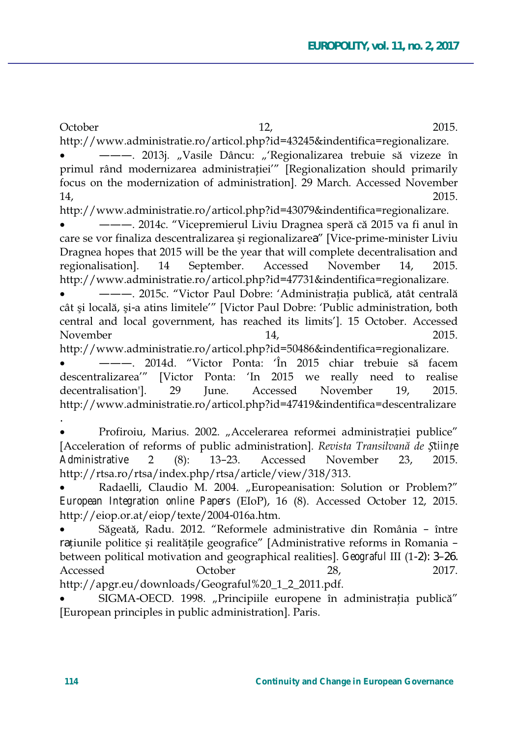October 12, 2015. http://www.administratie.ro/articol.php?id=43245&indentifica=regionalizare.

- ———. 2013j. „Vasile Dâncu: „'Regionalizarea trebuie să vizeze în primul rând modernizarea administrației'" [Regionalization should primarily focus on the modernization of administration]. 29 March. Accessed November 14, 2015. http://www.administratie.ro/articol.php?id=43079&indentifica=regionalizare.
- ———. 2014c. "Vicepremierul Liviu Dragnea speră că 2015 va fi anul în care se vor finaliza descentralizarea şi regionalizarea" [Vice-prime-minister Liviu Dragnea hopes that 2015 will be the year that will complete decentralisation and regionalisation]. 14 September. Accessed November 14, 2015. http://www.administratie.ro/articol.php?id=47731&indentifica=regionalizare.
- ———. 2015c. "Victor Paul Dobre: 'Administrația publică, atât centrală cât şi locală, şi-a atins limitele'" [Victor Paul Dobre: 'Public administration, both central and local government, has reached its limits']. 15 October. Accessed November 14, 2015. http://www.administratie.ro/articol.php?id=50486&indentifica=regionalizare.
- ———. 2014d. "Victor Ponta: 'În 2015 chiar trebuie să facem descentralizarea'" [Victor Ponta: 'In 2015 we really need to realise decentralisation']. 29 June. Accessed November 19, 2015. http://www.administratie.ro/articol.php?id=47419&indentifica=descentralizare.
- Profiroiu, Marius. 2002. „Accelerarea reformei administrației publice" [Acceleration of reforms of public administration]. *Revista Transilvană de Științe Administrative* 2 (8): 13–23. Accessed November 23, 2015. http://rtsa.ro/rtsa/index.php/rtsa/article/view/318/313.
- Radaelli, Claudio M. 2004. „Europeanisation: Solution or Problem?" *European Integration online Papers* (EIoP), 16 (8). Accessed October 12, 2015. http://eiop.or.at/eiop/texte/2004-016a.htm.
- Săgeată, Radu. 2012. "Reformele administrative din România – între rațiunile politice și realitățile geografice" [Administrative reforms in Romania – between political motivation and geographical realities]. *Geograful* III (1-2): 3–26. Accessed October 28, 2017. http://apgr.eu/downloads/Geograful%20_1_2_2011.pdf.
- SIGMA-OECD. 1998. „Principiile europene în administrația publică" [European principles in public administration]. Paris.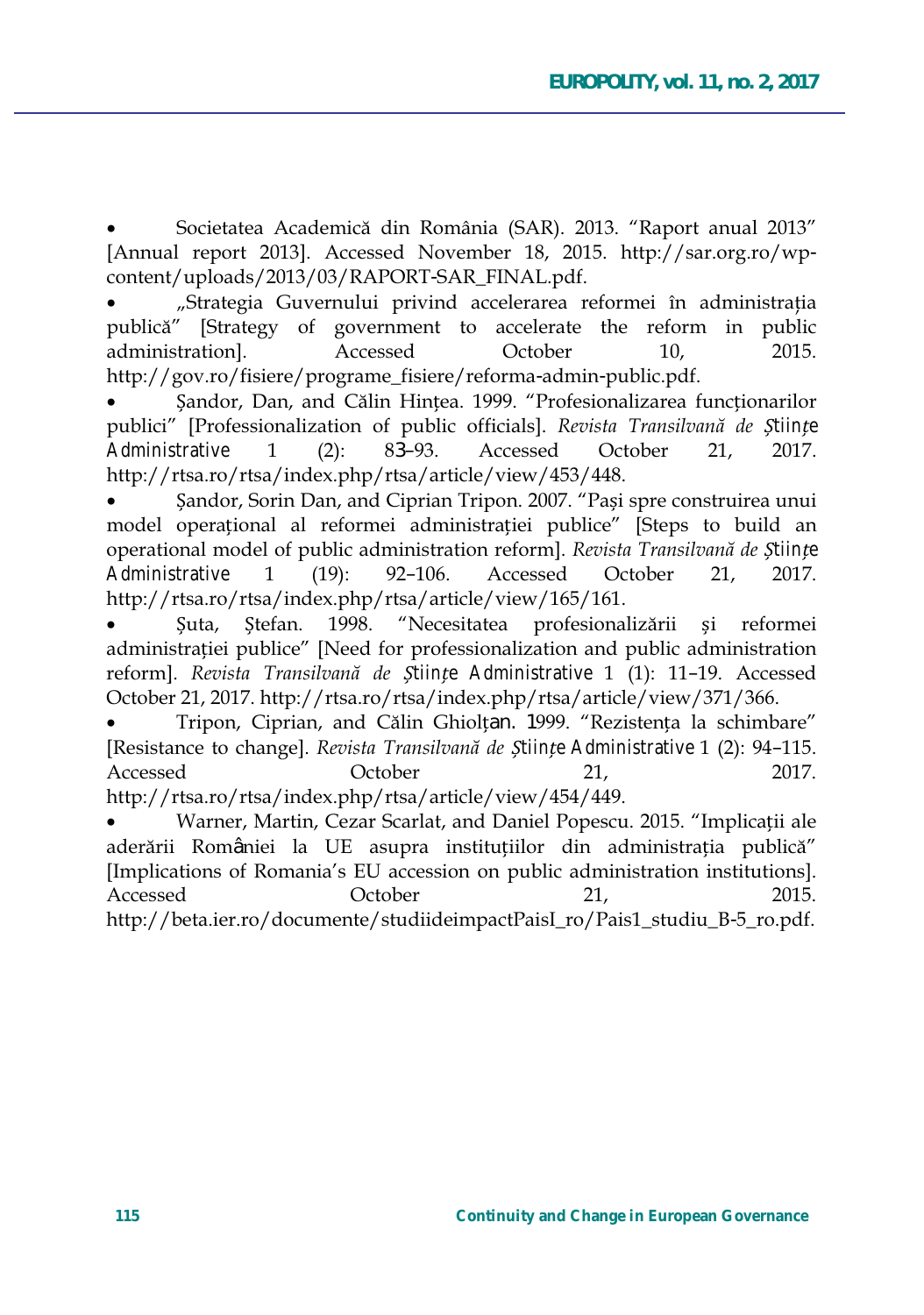- Societatea Academică din România (SAR). 2013. "Raport anual 2013" [Annual report 2013]. Accessed November 18, 2015. http://sar.org.ro/wp-content/uploads/2013/03/RAPORT-SAR_FINAL.pdf.
- „Strategia Guvernului privind accelerarea reformei în administrația publică" [Strategy of government to accelerate the reform in public administration]. Accessed October 10, 2015. http://gov.ro/fisiere/programe_fisiere/reforma-admin-public.pdf.
- Șandor, Dan, and Călin Hințea. 1999. "Profesionalizarea funcționarilor publici" [Professionalization of public officials]. *Revista Transilvană de Științe Administrative* 1 (2): 83–93. Accessed October 21, 2017. http://rtsa.ro/rtsa/index.php/rtsa/article/view/453/448.
- Șandor, Sorin Dan, and Ciprian Tripon. 2007. "Pași spre construirea unui model operațional al reformei administrației publice" [Steps to build an operational model of public administration reform]. *Revista Transilvană de Științe Administrative* 1 (19): 92–106. Accessed October 21, 2017. http://rtsa.ro/rtsa/index.php/rtsa/article/view/165/161.
- Șuta, Ștefan. 1998. "Necesitatea profesionalizării și reformei administrației publice" [Need for professionalization and public administration reform]. *Revista Transilvană de Științe Administrative* 1 (1): 11–19. Accessed October 21, 2017. http://rtsa.ro/rtsa/index.php/rtsa/article/view/371/366.
- Tripon, Ciprian, and Călin Ghiolțan. 1999. "Rezistența la schimbare" [Resistance to change]. *Revista Transilvană de Științe Administrative* 1 (2): 94–115. Accessed October 21, 2017. http://rtsa.ro/rtsa/index.php/rtsa/article/view/454/449.
- Warner, Martin, Cezar Scarlat, and Daniel Popescu. 2015. "Implicații ale aderării României la UE asupra instituțiilor din administrația publică" [Implications of Romania's EU accession on public administration institutions]. Accessed October 21, 2015. http://beta.ier.ro/documente/studiideimpactPaisI_ro/Pais1_studiu_B-5_ro.pdf.